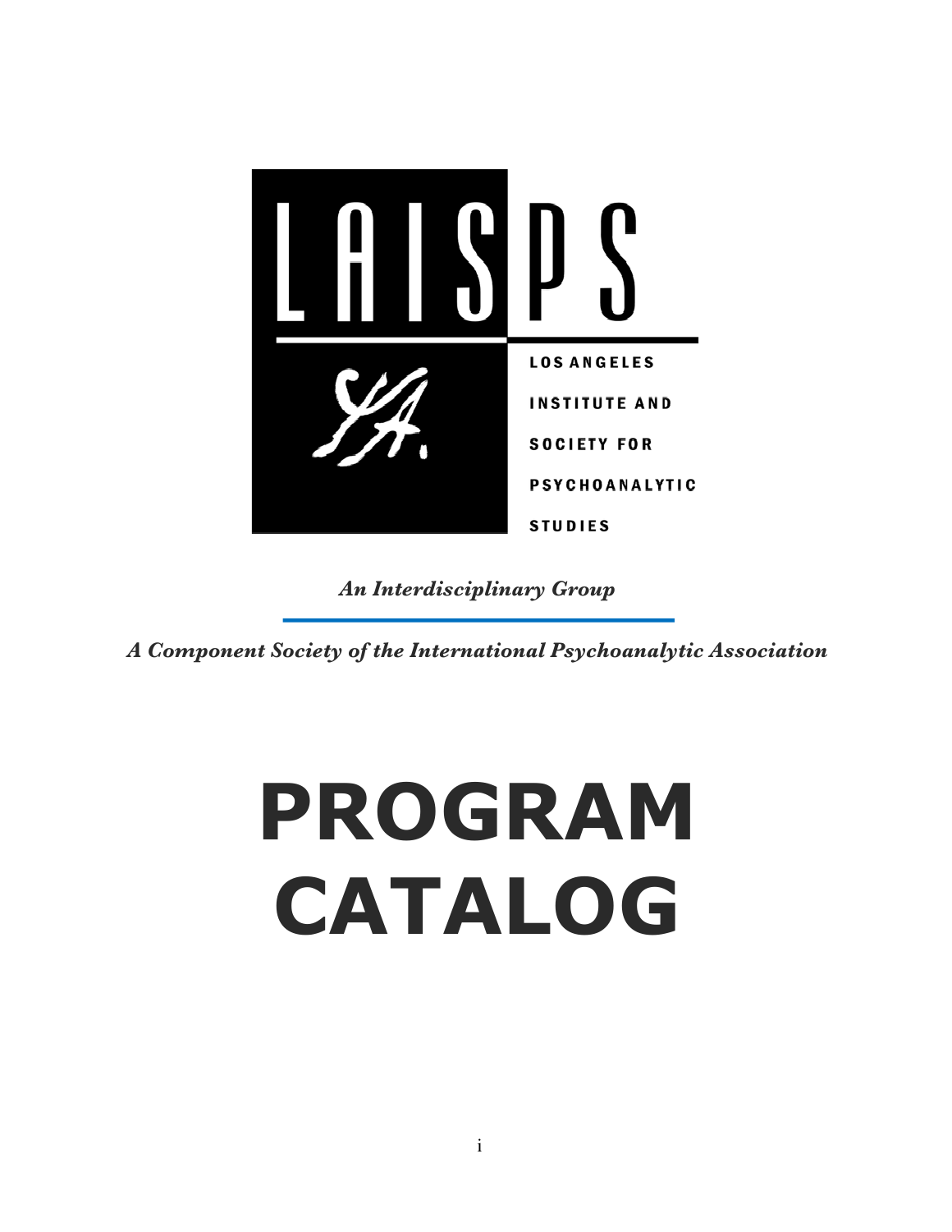LAISPS

LOS ANGELES INSTITUTE AND SOCIETY FOR PSYCHOANALYTIC STUDIES

*An Interdisciplinary Group*

*A Component Society of the International Psychoanalytic Association*

# PROGRAM CATALOG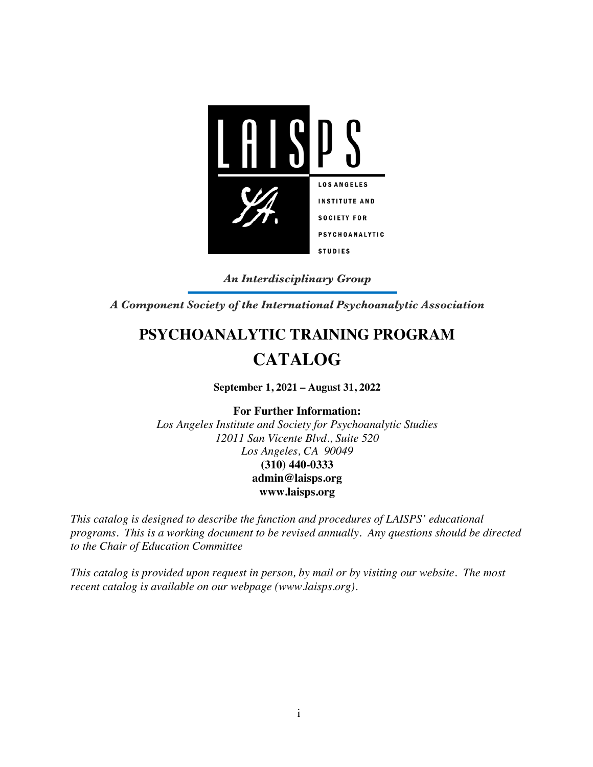LAISPS

LOS ANGELES INSTITUTE AND SOCIETY FOR PSYCHOANALYTIC STUDIES

***An Interdisciplinary Group***

***A Component Society of the International Psychoanalytic Association***

# PSYCHOANALYTIC TRAINING PROGRAM

# CATALOG

**September 1, 2021 – August 31, 2022**

**For Further Information:**

*Los Angeles Institute and Society for Psychoanalytic Studies*
*12011 San Vicente Blvd., Suite 520*
*Los Angeles, CA 90049*
**(310) 440-0333**
**admin@laisps.org**
**www.laisps.org**

*This catalog is designed to describe the function and procedures of LAISPS' educational programs. This is a working document to be revised annually. Any questions should be directed to the Chair of Education Committee*

*This catalog is provided upon request in person, by mail or by visiting our website. The most recent catalog is available on our webpage (www.laisps.org).*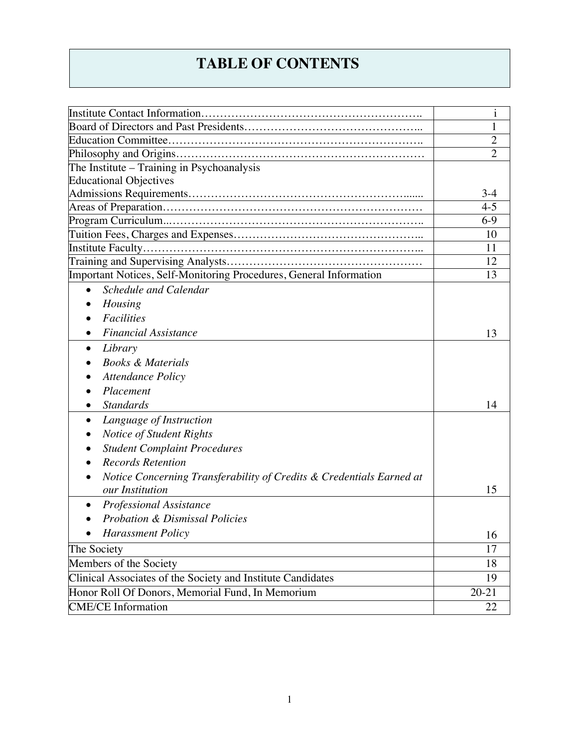# TABLE OF CONTENTS

| | |
|---|---|
| Institute Contact Information………………………………………………….. | i |
| Board of Directors and Past Presidents……………………………………….. | 1 |
| Education Committee…………………………………………………………. | 2 |
| Philosophy and Origins……………………………………………………… | 2 |
| The Institute – Training in Psychoanalysis<br>Educational Objectives<br>Admissions Requirements……………………………………………….…... | 3-4 |
| Areas of Preparation………………………………………………………… | 4-5 |
| Program Curriculum..……………………………………………………….. | 6-9 |
| Tuition Fees, Charges and Expenses………………………………………... | 10 |
| Institute Faculty……………………………………………………………... | 11 |
| Training and Supervising Analysts…………………………………………… | 12 |
| Important Notices, Self-Monitoring Procedures, General Information | 13 |
| • *Schedule and Calendar*<br>• *Housing*<br>• *Facilities*<br>• *Financial Assistance* | 13 |
| • *Library*<br>• *Books & Materials*<br>• *Attendance Policy*<br>• *Placement*<br>• *Standards* | 14 |
| • *Language of Instruction*<br>• *Notice of Student Rights*<br>• *Student Complaint Procedures*<br>• *Records Retention*<br>• *Notice Concerning Transferability of Credits & Credentials Earned at our Institution* | 15 |
| • *Professional Assistance*<br>• *Probation & Dismissal Policies*<br>• *Harassment Policy* | 16 |
| The Society | 17 |
| Members of the Society | 18 |
| Clinical Associates of the Society and Institute Candidates | 19 |
| Honor Roll Of Donors, Memorial Fund, In Memorium | 20-21 |
| CME/CE Information | 22 |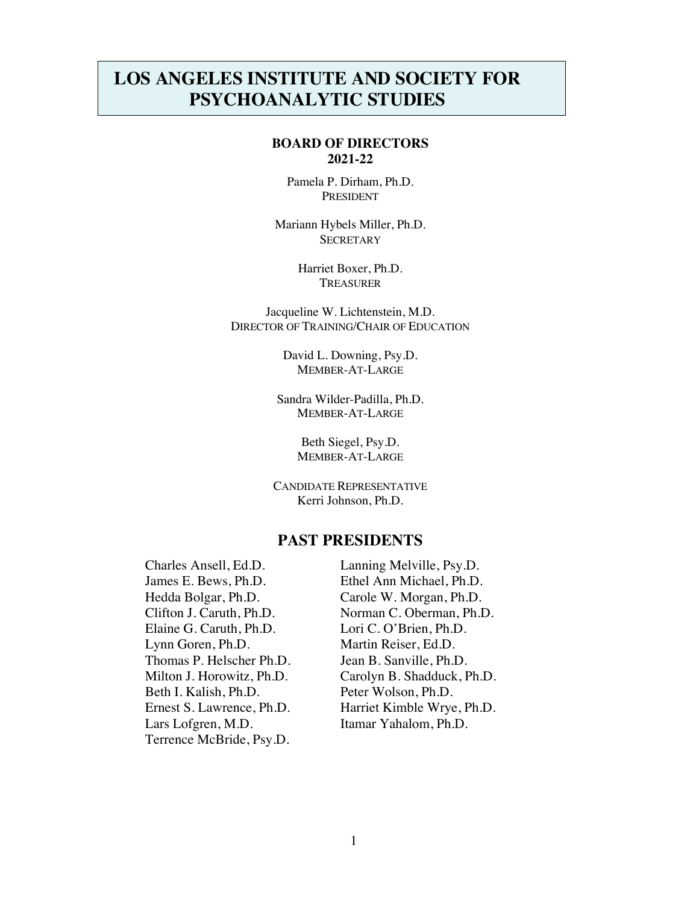# LOS ANGELES INSTITUTE AND SOCIETY FOR PSYCHOANALYTIC STUDIES

### BOARD OF DIRECTORS 2021-22

Pamela P. Dirham, Ph.D.
PRESIDENT

Mariann Hybels Miller, Ph.D.
SECRETARY

Harriet Boxer, Ph.D.
TREASURER

Jacqueline W. Lichtenstein, M.D.
DIRECTOR OF TRAINING/CHAIR OF EDUCATION

David L. Downing, Psy.D.
MEMBER-AT-LARGE

Sandra Wilder-Padilla, Ph.D.
MEMBER-AT-LARGE

Beth Siegel, Psy.D.
MEMBER-AT-LARGE

CANDIDATE REPRESENTATIVE
Kerri Johnson, Ph.D.

## PAST PRESIDENTS

- Charles Ansell, Ed.D.
- James E. Bews, Ph.D.
- Hedda Bolgar, Ph.D.
- Clifton J. Caruth, Ph.D.
- Elaine G. Caruth, Ph.D.
- Lynn Goren, Ph.D.
- Thomas P. Helscher Ph.D.
- Milton J. Horowitz, Ph.D.
- Beth I. Kalish, Ph.D.
- Ernest S. Lawrence, Ph.D.
- Lars Lofgren, M.D.
- Terrence McBride, Psy.D.
- Lanning Melville, Psy.D.
- Ethel Ann Michael, Ph.D.
- Carole W. Morgan, Ph.D.
- Norman C. Oberman, Ph.D.
- Lori C. O'Brien, Ph.D.
- Martin Reiser, Ed.D.
- Jean B. Sanville, Ph.D.
- Carolyn B. Shadduck, Ph.D.
- Peter Wolson, Ph.D.
- Harriet Kimble Wrye, Ph.D.
- Itamar Yahalom, Ph.D.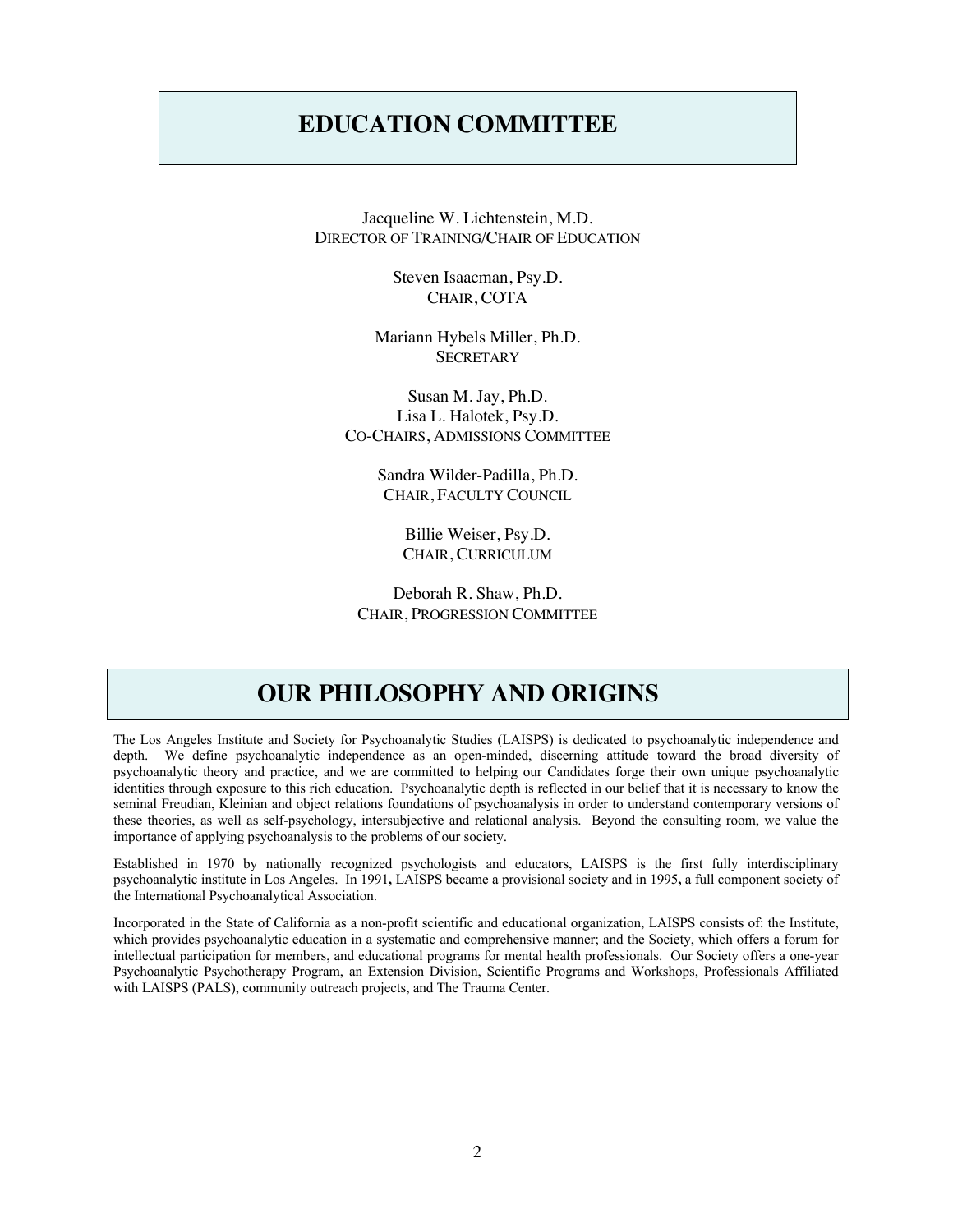# EDUCATION COMMITTEE

Jacqueline W. Lichtenstein, M.D.
DIRECTOR OF TRAINING/CHAIR OF EDUCATION

Steven Isaacman, Psy.D.
CHAIR, COTA

Mariann Hybels Miller, Ph.D.
SECRETARY

Susan M. Jay, Ph.D.
Lisa L. Halotek, Psy.D.
CO-CHAIRS, ADMISSIONS COMMITTEE

Sandra Wilder-Padilla, Ph.D.
CHAIR, FACULTY COUNCIL

Billie Weiser, Psy.D.
CHAIR, CURRICULUM

Deborah R. Shaw, Ph.D.
CHAIR, PROGRESSION COMMITTEE

# OUR PHILOSOPHY AND ORIGINS

The Los Angeles Institute and Society for Psychoanalytic Studies (LAISPS) is dedicated to psychoanalytic independence and depth. We define psychoanalytic independence as an open-minded, discerning attitude toward the broad diversity of psychoanalytic theory and practice, and we are committed to helping our Candidates forge their own unique psychoanalytic identities through exposure to this rich education. Psychoanalytic depth is reflected in our belief that it is necessary to know the seminal Freudian, Kleinian and object relations foundations of psychoanalysis in order to understand contemporary versions of these theories, as well as self-psychology, intersubjective and relational analysis. Beyond the consulting room, we value the importance of applying psychoanalysis to the problems of our society.

Established in 1970 by nationally recognized psychologists and educators, LAISPS is the first fully interdisciplinary psychoanalytic institute in Los Angeles. In 1991**,** LAISPS became a provisional society and in 1995**,** a full component society of the International Psychoanalytical Association.

Incorporated in the State of California as a non-profit scientific and educational organization, LAISPS consists of: the Institute, which provides psychoanalytic education in a systematic and comprehensive manner; and the Society, which offers a forum for intellectual participation for members, and educational programs for mental health professionals. Our Society offers a one-year Psychoanalytic Psychotherapy Program, an Extension Division, Scientific Programs and Workshops, Professionals Affiliated with LAISPS (PALS), community outreach projects, and The Trauma Center.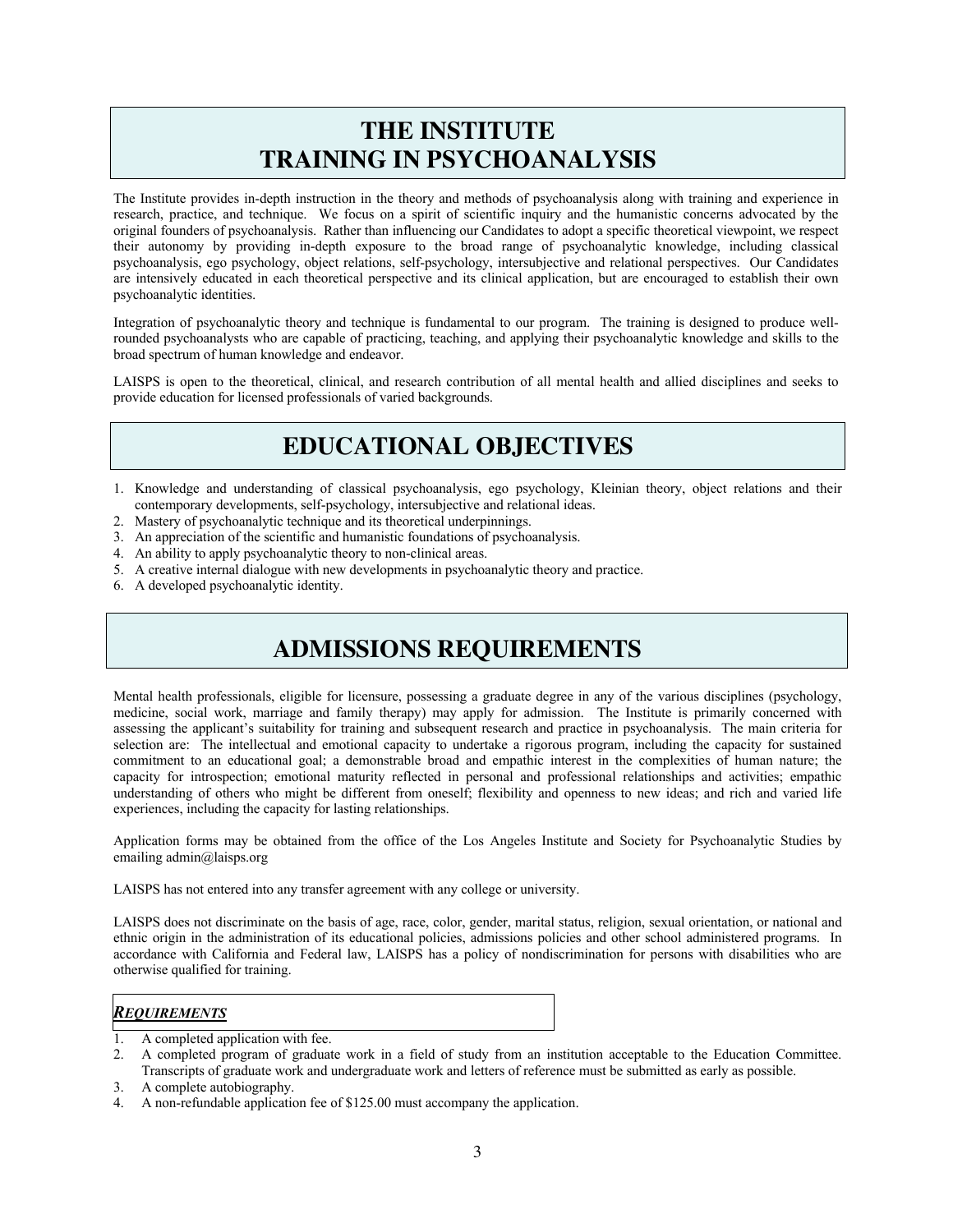# THE INSTITUTE
# TRAINING IN PSYCHOANALYSIS

The Institute provides in-depth instruction in the theory and methods of psychoanalysis along with training and experience in research, practice, and technique. We focus on a spirit of scientific inquiry and the humanistic concerns advocated by the original founders of psychoanalysis. Rather than influencing our Candidates to adopt a specific theoretical viewpoint, we respect their autonomy by providing in-depth exposure to the broad range of psychoanalytic knowledge, including classical psychoanalysis, ego psychology, object relations, self-psychology, intersubjective and relational perspectives. Our Candidates are intensively educated in each theoretical perspective and its clinical application, but are encouraged to establish their own psychoanalytic identities.

Integration of psychoanalytic theory and technique is fundamental to our program. The training is designed to produce well-rounded psychoanalysts who are capable of practicing, teaching, and applying their psychoanalytic knowledge and skills to the broad spectrum of human knowledge and endeavor.

LAISPS is open to the theoretical, clinical, and research contribution of all mental health and allied disciplines and seeks to provide education for licensed professionals of varied backgrounds.

# EDUCATIONAL OBJECTIVES

1. Knowledge and understanding of classical psychoanalysis, ego psychology, Kleinian theory, object relations and their contemporary developments, self-psychology, intersubjective and relational ideas.
2. Mastery of psychoanalytic technique and its theoretical underpinnings.
3. An appreciation of the scientific and humanistic foundations of psychoanalysis.
4. An ability to apply psychoanalytic theory to non-clinical areas.
5. A creative internal dialogue with new developments in psychoanalytic theory and practice.
6. A developed psychoanalytic identity.

# ADMISSIONS REQUIREMENTS

Mental health professionals, eligible for licensure, possessing a graduate degree in any of the various disciplines (psychology, medicine, social work, marriage and family therapy) may apply for admission. The Institute is primarily concerned with assessing the applicant's suitability for training and subsequent research and practice in psychoanalysis. The main criteria for selection are: The intellectual and emotional capacity to undertake a rigorous program, including the capacity for sustained commitment to an educational goal; a demonstrable broad and empathic interest in the complexities of human nature; the capacity for introspection; emotional maturity reflected in personal and professional relationships and activities; empathic understanding of others who might be different from oneself; flexibility and openness to new ideas; and rich and varied life experiences, including the capacity for lasting relationships.

Application forms may be obtained from the office of the Los Angeles Institute and Society for Psychoanalytic Studies by emailing admin@laisps.org

LAISPS has not entered into any transfer agreement with any college or university.

LAISPS does not discriminate on the basis of age, race, color, gender, marital status, religion, sexual orientation, or national and ethnic origin in the administration of its educational policies, admissions policies and other school administered programs. In accordance with California and Federal law, LAISPS has a policy of nondiscrimination for persons with disabilities who are otherwise qualified for training.

### ***REQUIREMENTS***

1. A completed application with fee.
2. A completed program of graduate work in a field of study from an institution acceptable to the Education Committee. Transcripts of graduate work and undergraduate work and letters of reference must be submitted as early as possible.
3. A complete autobiography.
4. A non-refundable application fee of $125.00 must accompany the application.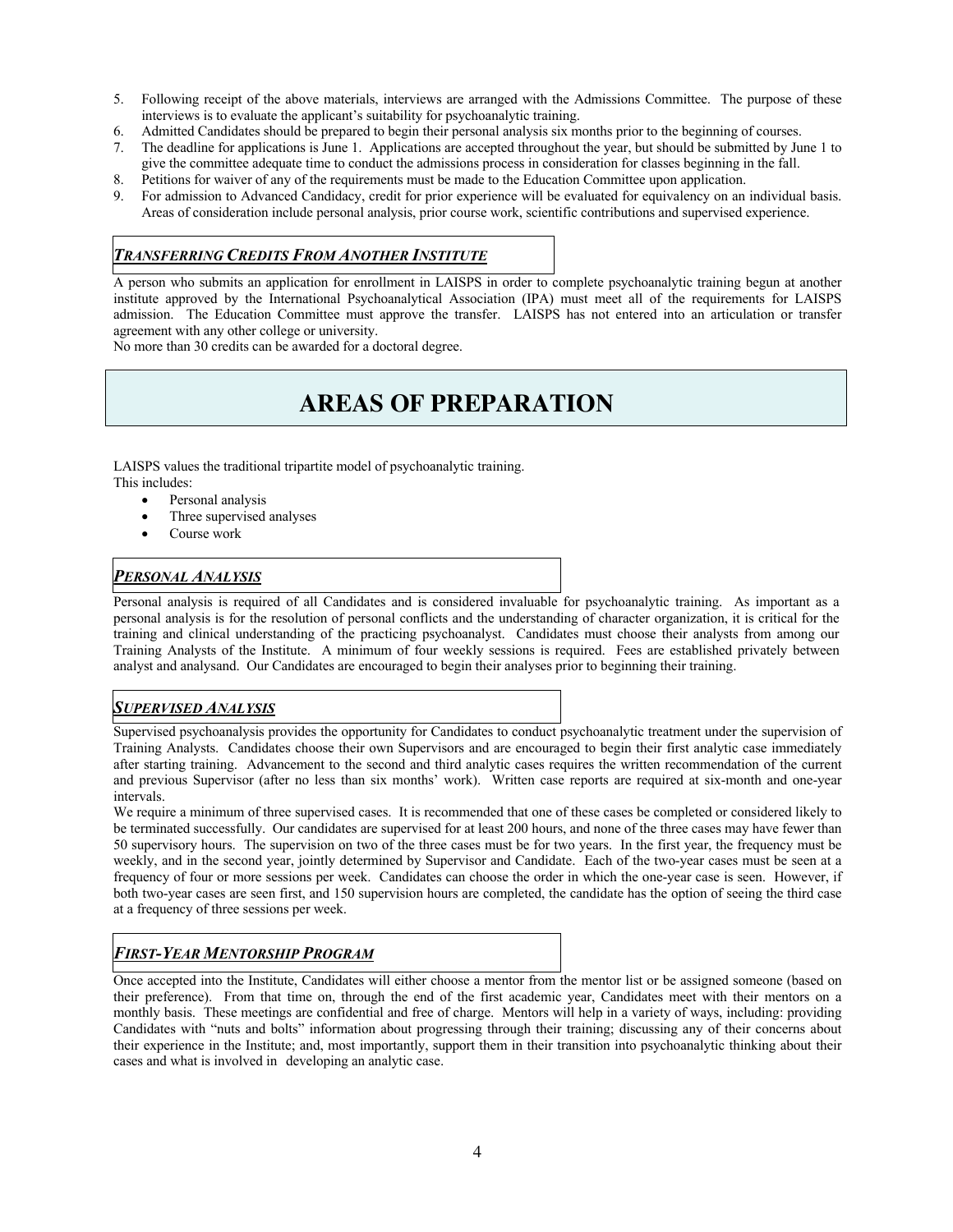5. Following receipt of the above materials, interviews are arranged with the Admissions Committee. The purpose of these interviews is to evaluate the applicant's suitability for psychoanalytic training.
6. Admitted Candidates should be prepared to begin their personal analysis six months prior to the beginning of courses.
7. The deadline for applications is June 1. Applications are accepted throughout the year, but should be submitted by June 1 to give the committee adequate time to conduct the admissions process in consideration for classes beginning in the fall.
8. Petitions for waiver of any of the requirements must be made to the Education Committee upon application.
9. For admission to Advanced Candidacy, credit for prior experience will be evaluated for equivalency on an individual basis. Areas of consideration include personal analysis, prior course work, scientific contributions and supervised experience.

### *Transferring Credits From Another Institute*

A person who submits an application for enrollment in LAISPS in order to complete psychoanalytic training begun at another institute approved by the International Psychoanalytical Association (IPA) must meet all of the requirements for LAISPS admission. The Education Committee must approve the transfer. LAISPS has not entered into an articulation or transfer agreement with any other college or university.

No more than 30 credits can be awarded for a doctoral degree.

# AREAS OF PREPARATION

LAISPS values the traditional tripartite model of psychoanalytic training.
This includes:

- Personal analysis
- Three supervised analyses
- Course work

### *Personal Analysis*

Personal analysis is required of all Candidates and is considered invaluable for psychoanalytic training. As important as a personal analysis is for the resolution of personal conflicts and the understanding of character organization, it is critical for the training and clinical understanding of the practicing psychoanalyst. Candidates must choose their analysts from among our Training Analysts of the Institute. A minimum of four weekly sessions is required. Fees are established privately between analyst and analysand. Our Candidates are encouraged to begin their analyses prior to beginning their training.

### *Supervised Analysis*

Supervised psychoanalysis provides the opportunity for Candidates to conduct psychoanalytic treatment under the supervision of Training Analysts. Candidates choose their own Supervisors and are encouraged to begin their first analytic case immediately after starting training. Advancement to the second and third analytic cases requires the written recommendation of the current and previous Supervisor (after no less than six months' work). Written case reports are required at six-month and one-year intervals.

We require a minimum of three supervised cases. It is recommended that one of these cases be completed or considered likely to be terminated successfully. Our candidates are supervised for at least 200 hours, and none of the three cases may have fewer than 50 supervisory hours. The supervision on two of the three cases must be for two years. In the first year, the frequency must be weekly, and in the second year, jointly determined by Supervisor and Candidate. Each of the two-year cases must be seen at a frequency of four or more sessions per week. Candidates can choose the order in which the one-year case is seen. However, if both two-year cases are seen first, and 150 supervision hours are completed, the candidate has the option of seeing the third case at a frequency of three sessions per week.

### *First-Year Mentorship Program*

Once accepted into the Institute, Candidates will either choose a mentor from the mentor list or be assigned someone (based on their preference). From that time on, through the end of the first academic year, Candidates meet with their mentors on a monthly basis. These meetings are confidential and free of charge. Mentors will help in a variety of ways, including: providing Candidates with "nuts and bolts" information about progressing through their training; discussing any of their concerns about their experience in the Institute; and, most importantly, support them in their transition into psychoanalytic thinking about their cases and what is involved in developing an analytic case.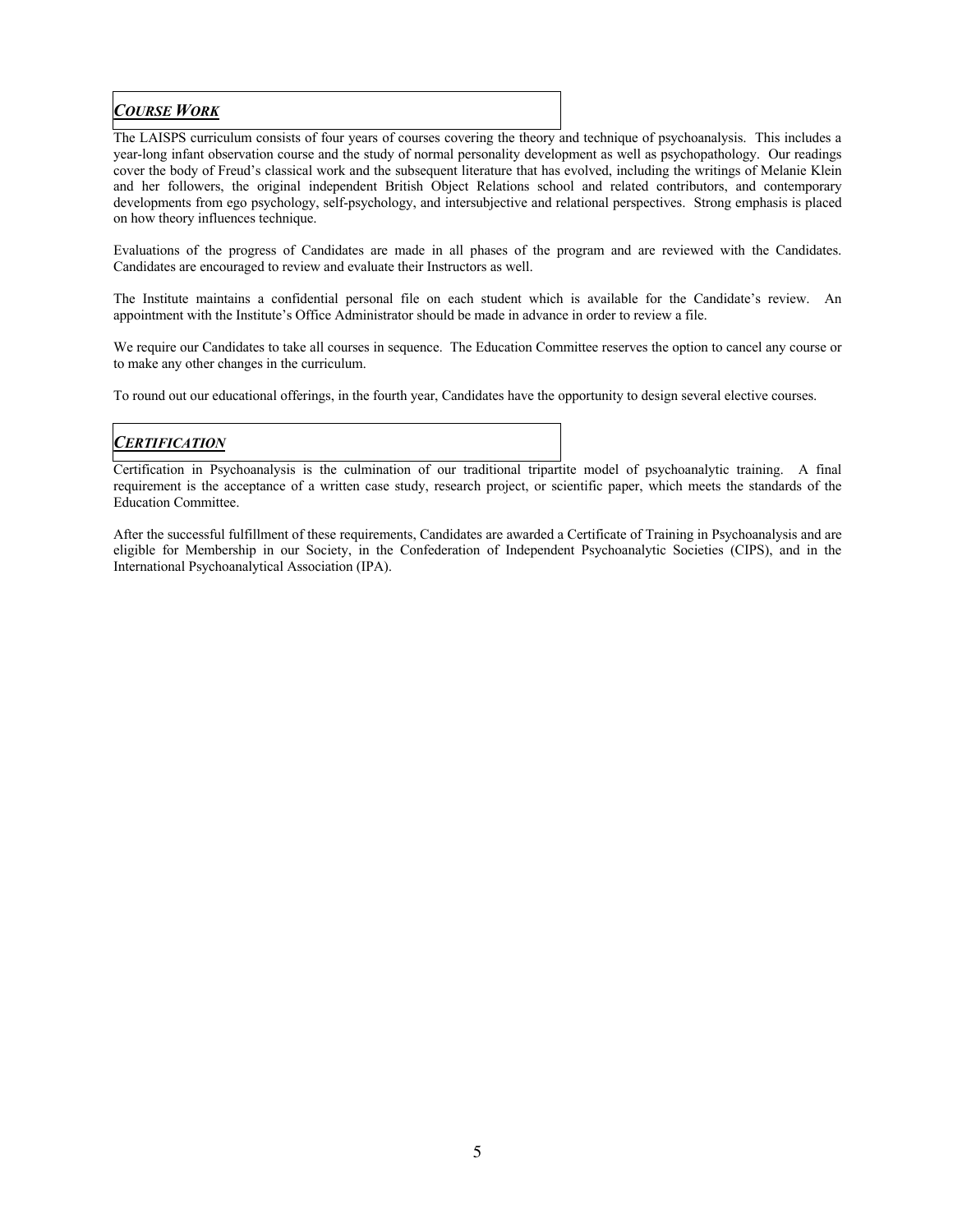## *Course Work*

The LAISPS curriculum consists of four years of courses covering the theory and technique of psychoanalysis. This includes a year-long infant observation course and the study of normal personality development as well as psychopathology. Our readings cover the body of Freud's classical work and the subsequent literature that has evolved, including the writings of Melanie Klein and her followers, the original independent British Object Relations school and related contributors, and contemporary developments from ego psychology, self-psychology, and intersubjective and relational perspectives. Strong emphasis is placed on how theory influences technique.

Evaluations of the progress of Candidates are made in all phases of the program and are reviewed with the Candidates. Candidates are encouraged to review and evaluate their Instructors as well.

The Institute maintains a confidential personal file on each student which is available for the Candidate's review. An appointment with the Institute's Office Administrator should be made in advance in order to review a file.

We require our Candidates to take all courses in sequence. The Education Committee reserves the option to cancel any course or to make any other changes in the curriculum.

To round out our educational offerings, in the fourth year, Candidates have the opportunity to design several elective courses.

## *Certification*

Certification in Psychoanalysis is the culmination of our traditional tripartite model of psychoanalytic training. A final requirement is the acceptance of a written case study, research project, or scientific paper, which meets the standards of the Education Committee.

After the successful fulfillment of these requirements, Candidates are awarded a Certificate of Training in Psychoanalysis and are eligible for Membership in our Society, in the Confederation of Independent Psychoanalytic Societies (CIPS), and in the International Psychoanalytical Association (IPA).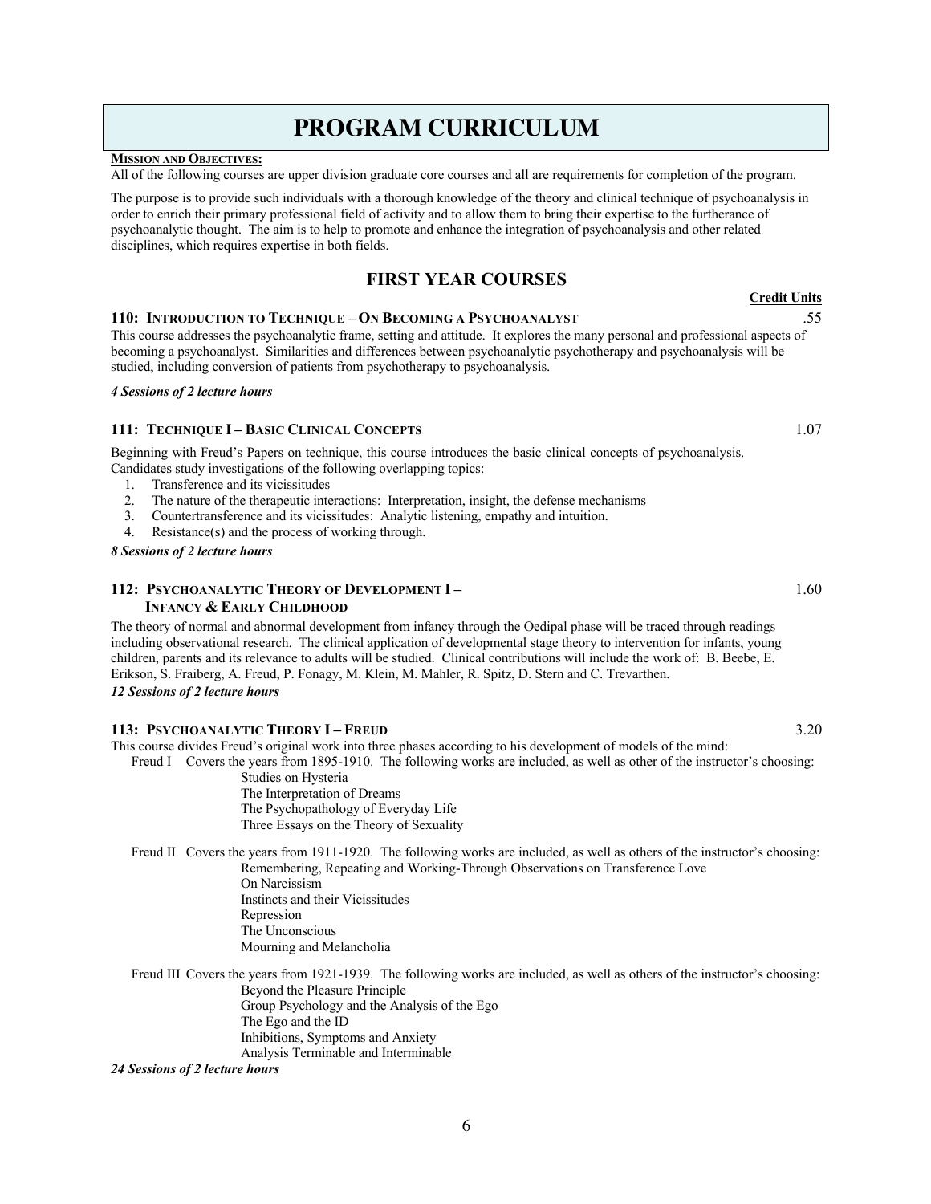# PROGRAM CURRICULUM

**MISSION AND OBJECTIVES:**

All of the following courses are upper division graduate core courses and all are requirements for completion of the program.

The purpose is to provide such individuals with a thorough knowledge of the theory and clinical technique of psychoanalysis in order to enrich their primary professional field of activity and to allow them to bring their expertise to the furtherance of psychoanalytic thought. The aim is to help to promote and enhance the integration of psychoanalysis and other related disciplines, which requires expertise in both fields.

## FIRST YEAR COURSES

**Credit Units**

### 110: INTRODUCTION TO TECHNIQUE – ON BECOMING A PSYCHOANALYST — .55

This course addresses the psychoanalytic frame, setting and attitude. It explores the many personal and professional aspects of becoming a psychoanalyst. Similarities and differences between psychoanalytic psychotherapy and psychoanalysis will be studied, including conversion of patients from psychotherapy to psychoanalysis.

***4 Sessions of 2 lecture hours***

### 111: TECHNIQUE I – BASIC CLINICAL CONCEPTS — 1.07

Beginning with Freud's Papers on technique, this course introduces the basic clinical concepts of psychoanalysis. Candidates study investigations of the following overlapping topics:

1. Transference and its vicissitudes
2. The nature of the therapeutic interactions: Interpretation, insight, the defense mechanisms
3. Countertransference and its vicissitudes: Analytic listening, empathy and intuition.
4. Resistance(s) and the process of working through.

***8 Sessions of 2 lecture hours***

### 112: PSYCHOANALYTIC THEORY OF DEVELOPMENT I – INFANCY & EARLY CHILDHOOD — 1.60

The theory of normal and abnormal development from infancy through the Oedipal phase will be traced through readings including observational research. The clinical application of developmental stage theory to intervention for infants, young children, parents and its relevance to adults will be studied. Clinical contributions will include the work of: B. Beebe, E. Erikson, S. Fraiberg, A. Freud, P. Fonagy, M. Klein, M. Mahler, R. Spitz, D. Stern and C. Trevarthen.

***12 Sessions of 2 lecture hours***

### 113: PSYCHOANALYTIC THEORY I – FREUD — 3.20

This course divides Freud's original work into three phases according to his development of models of the mind:

Freud I Covers the years from 1895-1910. The following works are included, as well as other of the instructor's choosing:
- Studies on Hysteria
- The Interpretation of Dreams
- The Psychopathology of Everyday Life
- Three Essays on the Theory of Sexuality

Freud II Covers the years from 1911-1920. The following works are included, as well as others of the instructor's choosing:
- Remembering, Repeating and Working-Through Observations on Transference Love
- On Narcissism
- Instincts and their Vicissitudes
- Repression
- The Unconscious
- Mourning and Melancholia

Freud III Covers the years from 1921-1939. The following works are included, as well as others of the instructor's choosing:
- Beyond the Pleasure Principle
- Group Psychology and the Analysis of the Ego
- The Ego and the ID
- Inhibitions, Symptoms and Anxiety
- Analysis Terminable and Interminable

***24 Sessions of 2 lecture hours***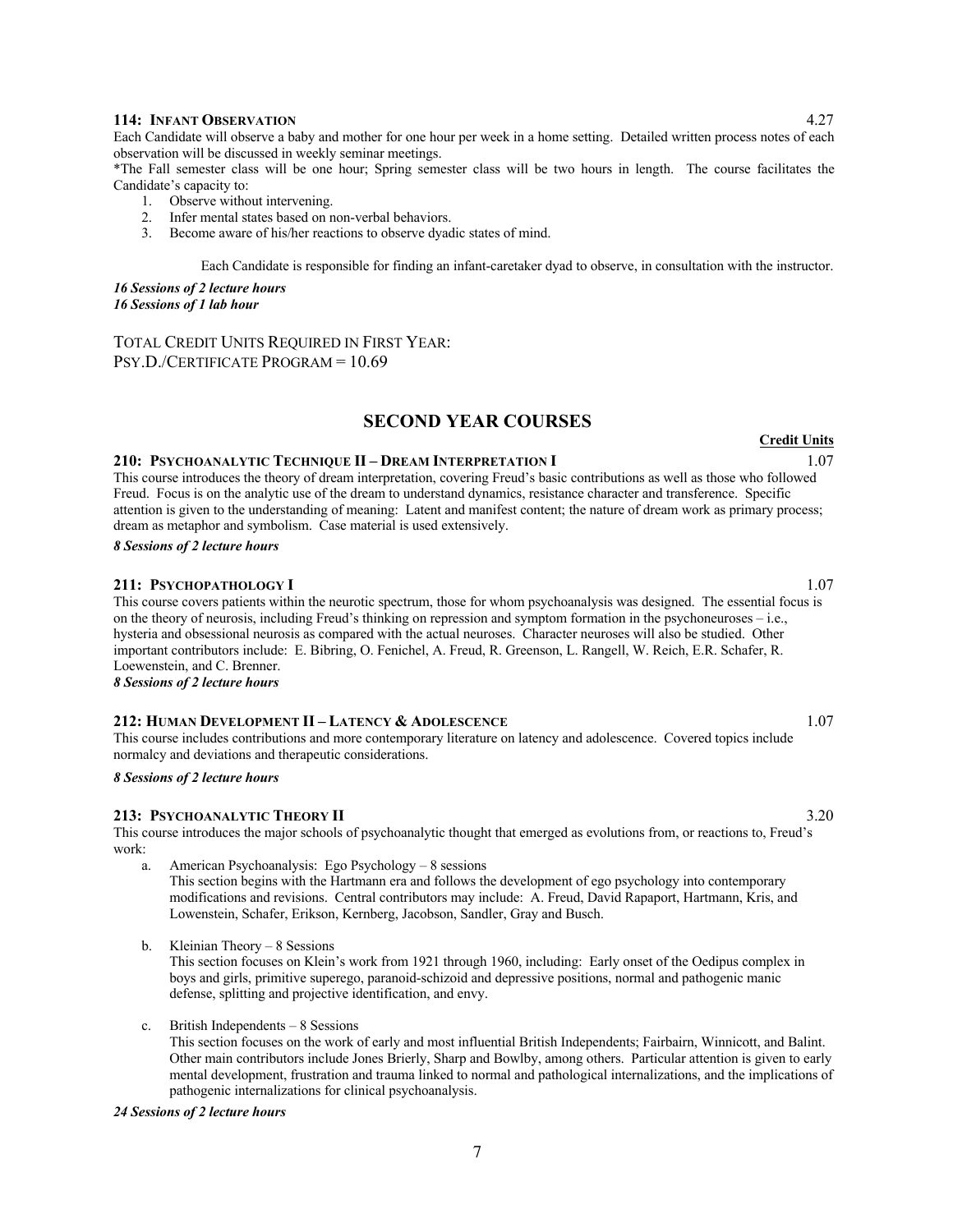**114: Infant Observation** 4.27

Each Candidate will observe a baby and mother for one hour per week in a home setting. Detailed written process notes of each observation will be discussed in weekly seminar meetings.

*The Fall semester class will be one hour; Spring semester class will be two hours in length. The course facilitates the Candidate's capacity to:

1. Observe without intervening.
2. Infer mental states based on non-verbal behaviors.
3. Become aware of his/her reactions to observe dyadic states of mind.

Each Candidate is responsible for finding an infant-caretaker dyad to observe, in consultation with the instructor.

***16 Sessions of 2 lecture hours***
***16 Sessions of 1 lab hour***

TOTAL CREDIT UNITS REQUIRED IN FIRST YEAR:
PSY.D./CERTIFICATE PROGRAM = 10.69

## SECOND YEAR COURSES

**Credit Units**

**210: Psychoanalytic Technique II – Dream Interpretation I** 1.07

This course introduces the theory of dream interpretation, covering Freud's basic contributions as well as those who followed Freud. Focus is on the analytic use of the dream to understand dynamics, resistance character and transference. Specific attention is given to the understanding of meaning: Latent and manifest content; the nature of dream work as primary process; dream as metaphor and symbolism. Case material is used extensively.

***8 Sessions of 2 lecture hours***

**211: Psychopathology I** 1.07

This course covers patients within the neurotic spectrum, those for whom psychoanalysis was designed. The essential focus is on the theory of neurosis, including Freud's thinking on repression and symptom formation in the psychoneuroses – i.e., hysteria and obsessional neurosis as compared with the actual neuroses. Character neuroses will also be studied. Other important contributors include: E. Bibring, O. Fenichel, A. Freud, R. Greenson, L. Rangell, W. Reich, E.R. Schafer, R. Loewenstein, and C. Brenner.

***8 Sessions of 2 lecture hours***

**212: Human Development II – Latency & Adolescence** 1.07

This course includes contributions and more contemporary literature on latency and adolescence. Covered topics include normalcy and deviations and therapeutic considerations.

***8 Sessions of 2 lecture hours***

**213: Psychoanalytic Theory II** 3.20

This course introduces the major schools of psychoanalytic thought that emerged as evolutions from, or reactions to, Freud's work:

a. American Psychoanalysis: Ego Psychology – 8 sessions
   This section begins with the Hartmann era and follows the development of ego psychology into contemporary modifications and revisions. Central contributors may include: A. Freud, David Rapaport, Hartmann, Kris, and Lowenstein, Schafer, Erikson, Kernberg, Jacobson, Sandler, Gray and Busch.

b. Kleinian Theory – 8 Sessions
   This section focuses on Klein's work from 1921 through 1960, including: Early onset of the Oedipus complex in boys and girls, primitive superego, paranoid-schizoid and depressive positions, normal and pathogenic manic defense, splitting and projective identification, and envy.

c. British Independents – 8 Sessions
   This section focuses on the work of early and most influential British Independents; Fairbairn, Winnicott, and Balint. Other main contributors include Jones Brierly, Sharp and Bowlby, among others. Particular attention is given to early mental development, frustration and trauma linked to normal and pathological internalizations, and the implications of pathogenic internalizations for clinical psychoanalysis.

***24 Sessions of 2 lecture hours***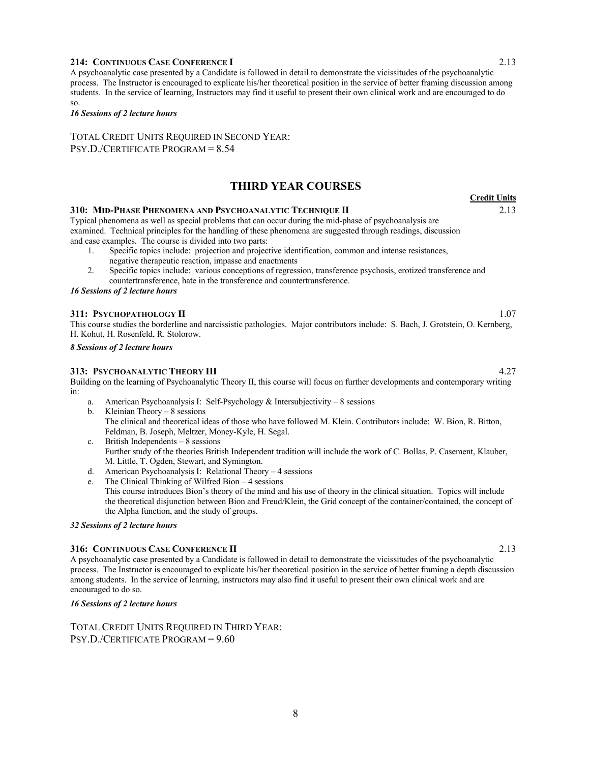**214: Continuous Case Conference I** 2.13

A psychoanalytic case presented by a Candidate is followed in detail to demonstrate the vicissitudes of the psychoanalytic process. The Instructor is encouraged to explicate his/her theoretical position in the service of better framing discussion among students. In the service of learning, Instructors may find it useful to present their own clinical work and are encouraged to do so.

***16 Sessions of 2 lecture hours***

Total Credit Units Required in Second Year:
Psy.D./Certificate Program = 8.54

## THIRD YEAR COURSES

**Credit Units**

**310: Mid-Phase Phenomena and Psychoanalytic Technique II** 2.13

Typical phenomena as well as special problems that can occur during the mid-phase of psychoanalysis are examined. Technical principles for the handling of these phenomena are suggested through readings, discussion and case examples. The course is divided into two parts:

1. Specific topics include: projection and projective identification, common and intense resistances, negative therapeutic reaction, impasse and enactments
2. Specific topics include: various conceptions of regression, transference psychosis, erotized transference and countertransference, hate in the transference and countertransference.

***16 Sessions of 2 lecture hours***

**311: Psychopathology II** 1.07

This course studies the borderline and narcissistic pathologies. Major contributors include: S. Bach, J. Grotstein, O. Kernberg, H. Kohut, H. Rosenfeld, R. Stolorow.

***8 Sessions of 2 lecture hours***

**313: Psychoanalytic Theory III** 4.27

Building on the learning of Psychoanalytic Theory II, this course will focus on further developments and contemporary writing in:

a. American Psychoanalysis I: Self-Psychology & Intersubjectivity – 8 sessions
b. Kleinian Theory – 8 sessions
   The clinical and theoretical ideas of those who have followed M. Klein. Contributors include: W. Bion, R. Bitton, Feldman, B. Joseph, Meltzer, Money-Kyle, H. Segal.
c. British Independents – 8 sessions
   Further study of the theories British Independent tradition will include the work of C. Bollas, P. Casement, Klauber, M. Little, T. Ogden, Stewart, and Symington.
d. American Psychoanalysis I: Relational Theory – 4 sessions
e. The Clinical Thinking of Wilfred Bion – 4 sessions
   This course introduces Bion's theory of the mind and his use of theory in the clinical situation. Topics will include the theoretical disjunction between Bion and Freud/Klein, the Grid concept of the container/contained, the concept of the Alpha function, and the study of groups.

***32 Sessions of 2 lecture hours***

**316: Continuous Case Conference II** 2.13

A psychoanalytic case presented by a Candidate is followed in detail to demonstrate the vicissitudes of the psychoanalytic process. The Instructor is encouraged to explicate his/her theoretical position in the service of better framing a depth discussion among students. In the service of learning, instructors may also find it useful to present their own clinical work and are encouraged to do so.

***16 Sessions of 2 lecture hours***

Total Credit Units Required in Third Year:
Psy.D./Certificate Program = 9.60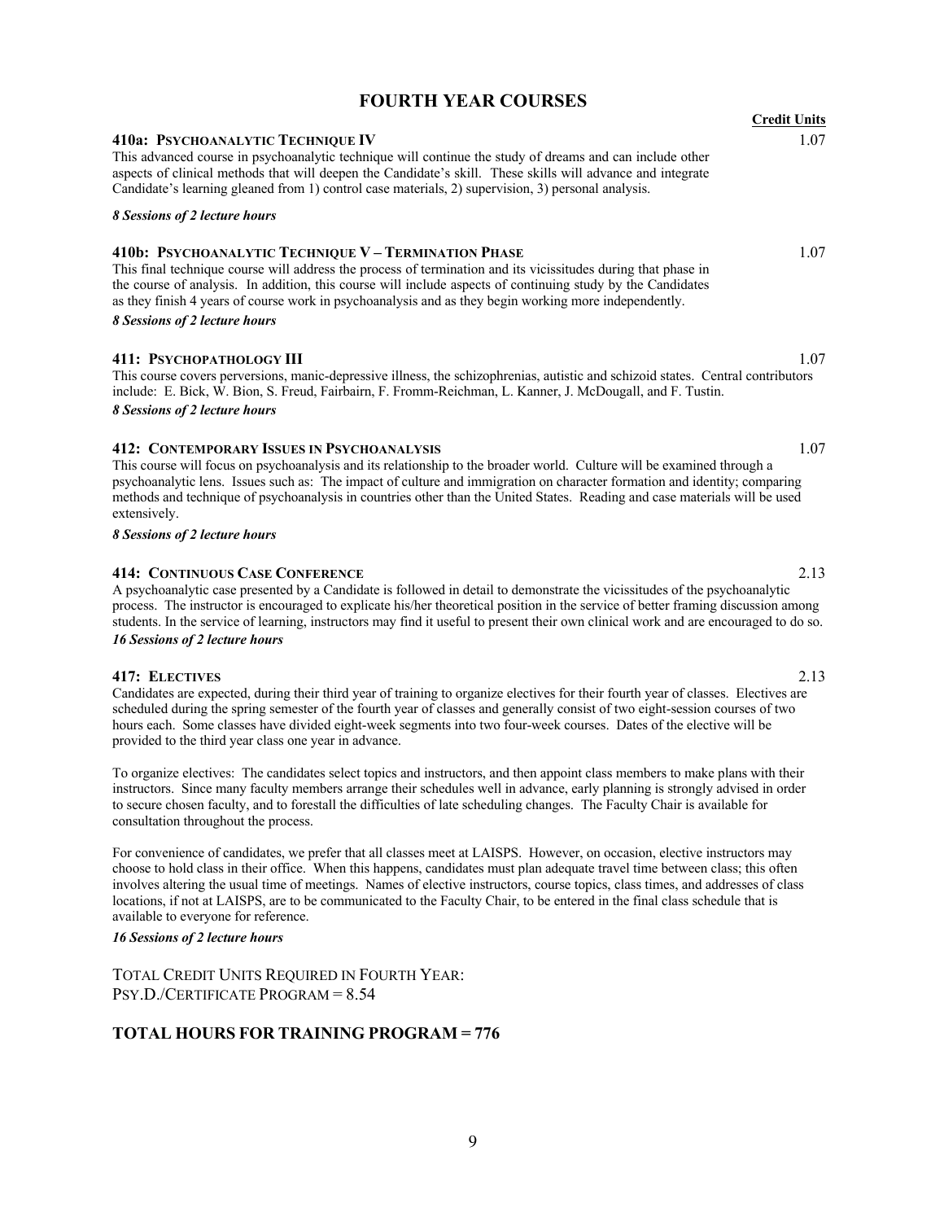# FOURTH YEAR COURSES

**Credit Units**

### 410a: Psychoanalytic Technique IV — 1.07

This advanced course in psychoanalytic technique will continue the study of dreams and can include other aspects of clinical methods that will deepen the Candidate's skill. These skills will advance and integrate Candidate's learning gleaned from 1) control case materials, 2) supervision, 3) personal analysis.

***8 Sessions of 2 lecture hours***

### 410b: Psychoanalytic Technique V – Termination Phase — 1.07

This final technique course will address the process of termination and its vicissitudes during that phase in the course of analysis. In addition, this course will include aspects of continuing study by the Candidates as they finish 4 years of course work in psychoanalysis and as they begin working more independently.

***8 Sessions of 2 lecture hours***

### 411: Psychopathology III — 1.07

This course covers perversions, manic-depressive illness, the schizophrenias, autistic and schizoid states. Central contributors include: E. Bick, W. Bion, S. Freud, Fairbairn, F. Fromm-Reichman, L. Kanner, J. McDougall, and F. Tustin.

***8 Sessions of 2 lecture hours***

### 412: Contemporary Issues in Psychoanalysis — 1.07

This course will focus on psychoanalysis and its relationship to the broader world. Culture will be examined through a psychoanalytic lens. Issues such as: The impact of culture and immigration on character formation and identity; comparing methods and technique of psychoanalysis in countries other than the United States. Reading and case materials will be used extensively.

***8 Sessions of 2 lecture hours***

### 414: Continuous Case Conference — 2.13

A psychoanalytic case presented by a Candidate is followed in detail to demonstrate the vicissitudes of the psychoanalytic process. The instructor is encouraged to explicate his/her theoretical position in the service of better framing discussion among students. In the service of learning, instructors may find it useful to present their own clinical work and are encouraged to do so.

***16 Sessions of 2 lecture hours***

### 417: Electives — 2.13

Candidates are expected, during their third year of training to organize electives for their fourth year of classes. Electives are scheduled during the spring semester of the fourth year of classes and generally consist of two eight-session courses of two hours each. Some classes have divided eight-week segments into two four-week courses. Dates of the elective will be provided to the third year class one year in advance.

To organize electives: The candidates select topics and instructors, and then appoint class members to make plans with their instructors. Since many faculty members arrange their schedules well in advance, early planning is strongly advised in order to secure chosen faculty, and to forestall the difficulties of late scheduling changes. The Faculty Chair is available for consultation throughout the process.

For convenience of candidates, we prefer that all classes meet at LAISPS. However, on occasion, elective instructors may choose to hold class in their office. When this happens, candidates must plan adequate travel time between class; this often involves altering the usual time of meetings. Names of elective instructors, course topics, class times, and addresses of class locations, if not at LAISPS, are to be communicated to the Faculty Chair, to be entered in the final class schedule that is available to everyone for reference.

***16 Sessions of 2 lecture hours***

TOTAL CREDIT UNITS REQUIRED IN FOURTH YEAR:
PSY.D./CERTIFICATE PROGRAM = 8.54

## TOTAL HOURS FOR TRAINING PROGRAM = 776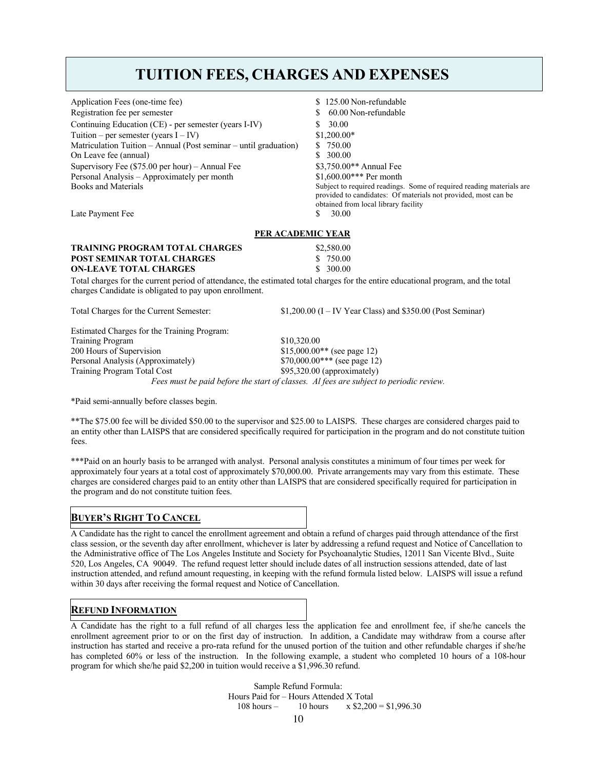# TUITION FEES, CHARGES AND EXPENSES

| | |
|---|---|
| Application Fees (one-time fee) | $ 125.00 Non-refundable |
| Registration fee per semester | $ 60.00 Non-refundable |
| Continuing Education (CE) - per semester (years I-IV) | $ 30.00 |
| Tuition – per semester (years I – IV) | $1,200.00* |
| Matriculation Tuition – Annual (Post seminar – until graduation) | $ 750.00 |
| On Leave fee (annual) | $ 300.00 |
| Supervisory Fee ($75.00 per hour) – Annual Fee | $3,750.00** Annual Fee |
| Personal Analysis – Approximately per month | $1,600.00*** Per month |
| Books and Materials | Subject to required readings. Some of required reading materials are provided to candidates: Of materials not provided, most can be obtained from local library facility |
| Late Payment Fee | $ 30.00 |

**PER ACADEMIC YEAR**

| | |
|---|---|
| **TRAINING PROGRAM TOTAL CHARGES** | $2,580.00 |
| **POST SEMINAR TOTAL CHARGES** | $ 750.00 |
| **ON-LEAVE TOTAL CHARGES** | $ 300.00 |

Total charges for the current period of attendance, the estimated total charges for the entire educational program, and the total charges Candidate is obligated to pay upon enrollment.

| | |
|---|---|
| Total Charges for the Current Semester: | $1,200.00 (I – IV Year Class) and $350.00 (Post Seminar) |

| Estimated Charges for the Training Program: | |
|---|---|
| Training Program | $10,320.00 |
| 200 Hours of Supervision | $15,000.00** (see page 12) |
| Personal Analysis (Approximately) | $70,000.00*** (see page 12) |
| Training Program Total Cost | $95,320.00 (approximately) |

*Fees must be paid before the start of classes. Al fees are subject to periodic review.*

*Paid semi-annually before classes begin.

**The $75.00 fee will be divided $50.00 to the supervisor and $25.00 to LAISPS. These charges are considered charges paid to an entity other than LAISPS that are considered specifically required for participation in the program and do not constitute tuition fees.

***Paid on an hourly basis to be arranged with analyst. Personal analysis constitutes a minimum of four times per week for approximately four years at a total cost of approximately $70,000.00. Private arrangements may vary from this estimate. These charges are considered charges paid to an entity other than LAISPS that are considered specifically required for participation in the program and do not constitute tuition fees.

## BUYER'S RIGHT TO CANCEL

A Candidate has the right to cancel the enrollment agreement and obtain a refund of charges paid through attendance of the first class session, or the seventh day after enrollment, whichever is later by addressing a refund request and Notice of Cancellation to the Administrative office of The Los Angeles Institute and Society for Psychoanalytic Studies, 12011 San Vicente Blvd., Suite 520, Los Angeles, CA 90049. The refund request letter should include dates of all instruction sessions attended, date of last instruction attended, and refund amount requesting, in keeping with the refund formula listed below. LAISPS will issue a refund within 30 days after receiving the formal request and Notice of Cancellation.

## REFUND INFORMATION

A Candidate has the right to a full refund of all charges less the application fee and enrollment fee, if she/he cancels the enrollment agreement prior to or on the first day of instruction. In addition, a Candidate may withdraw from a course after instruction has started and receive a pro-rata refund for the unused portion of the tuition and other refundable charges if she/he has completed 60% or less of the instruction. In the following example, a student who completed 10 hours of a 108-hour program for which she/he paid $2,200 in tuition would receive a $1,996.30 refund.

Sample Refund Formula:
Hours Paid for – Hours Attended X Total
108 hours – 10 hours x $2,200 = $1,996.30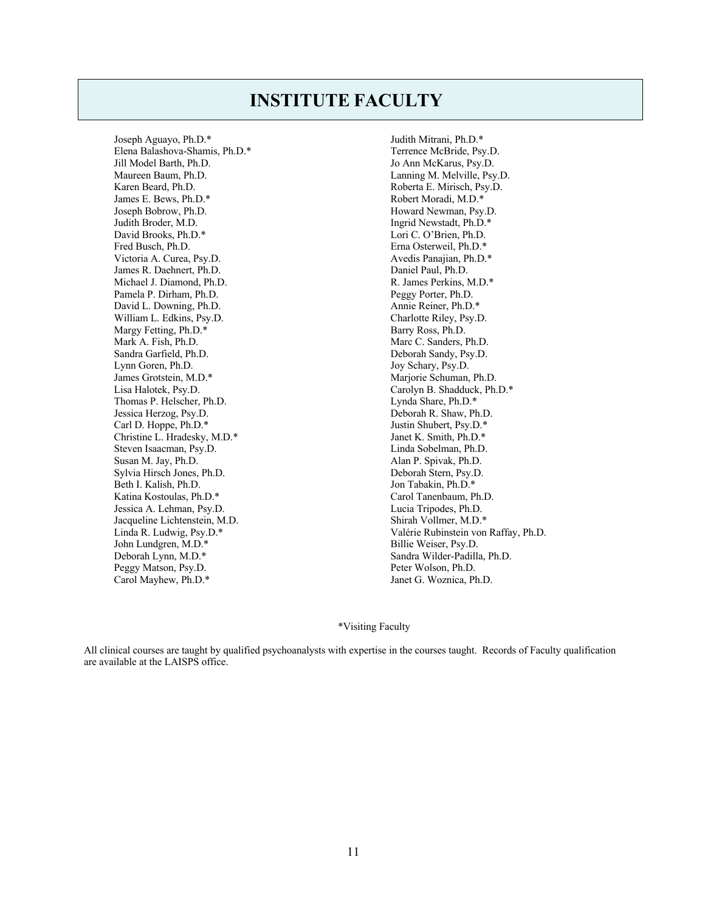# INSTITUTE FACULTY

Joseph Aguayo, Ph.D.*
Elena Balashova-Shamis, Ph.D.*
Jill Model Barth, Ph.D.
Maureen Baum, Ph.D.
Karen Beard, Ph.D.
James E. Bews, Ph.D.*
Joseph Bobrow, Ph.D.
Judith Broder, M.D.
David Brooks, Ph.D.*
Fred Busch, Ph.D.
Victoria A. Curea, Psy.D.
James R. Daehnert, Ph.D.
Michael J. Diamond, Ph.D.
Pamela P. Dirham, Ph.D.
David L. Downing, Ph.D.
William L. Edkins, Psy.D.
Margy Fetting, Ph.D.*
Mark A. Fish, Ph.D.
Sandra Garfield, Ph.D.
Lynn Goren, Ph.D.
James Grotstein, M.D.*
Lisa Halotek, Psy.D.
Thomas P. Helscher, Ph.D.
Jessica Herzog, Psy.D.
Carl D. Hoppe, Ph.D.*
Christine L. Hradesky, M.D.*
Steven Isaacman, Psy.D.
Susan M. Jay, Ph.D.
Sylvia Hirsch Jones, Ph.D.
Beth I. Kalish, Ph.D.
Katina Kostoulas, Ph.D.*
Jessica A. Lehman, Psy.D.
Jacqueline Lichtenstein, M.D.
Linda R. Ludwig, Psy.D.*
John Lundgren, M.D.*
Deborah Lynn, M.D.*
Peggy Matson, Psy.D.
Carol Mayhew, Ph.D.*
Judith Mitrani, Ph.D.*
Terrence McBride, Psy.D.
Jo Ann McKarus, Psy.D.
Lanning M. Melville, Psy.D.
Roberta E. Mirisch, Psy.D.
Robert Moradi, M.D.*
Howard Newman, Psy.D.
Ingrid Newstadt, Ph.D.*
Lori C. O'Brien, Ph.D.
Erna Osterweil, Ph.D.*
Avedis Panajian, Ph.D.*
Daniel Paul, Ph.D.
R. James Perkins, M.D.*
Peggy Porter, Ph.D.
Annie Reiner, Ph.D.*
Charlotte Riley, Psy.D.
Barry Ross, Ph.D.
Marc C. Sanders, Ph.D.
Deborah Sandy, Psy.D.
Joy Schary, Psy.D.
Marjorie Schuman, Ph.D.
Carolyn B. Shadduck, Ph.D.*
Lynda Share, Ph.D.*
Deborah R. Shaw, Ph.D.
Justin Shubert, Psy.D.*
Janet K. Smith, Ph.D.*
Linda Sobelman, Ph.D.
Alan P. Spivak, Ph.D.
Deborah Stern, Psy.D.
Jon Tabakin, Ph.D.*
Carol Tanenbaum, Ph.D.
Lucia Tripodes, Ph.D.
Shirah Vollmer, M.D.*
Valérie Rubinstein von Raffay, Ph.D.
Billie Weiser, Psy.D.
Sandra Wilder-Padilla, Ph.D.
Peter Wolson, Ph.D.
Janet G. Woznica, Ph.D.

*Visiting Faculty

All clinical courses are taught by qualified psychoanalysts with expertise in the courses taught. Records of Faculty qualification are available at the LAISPS office.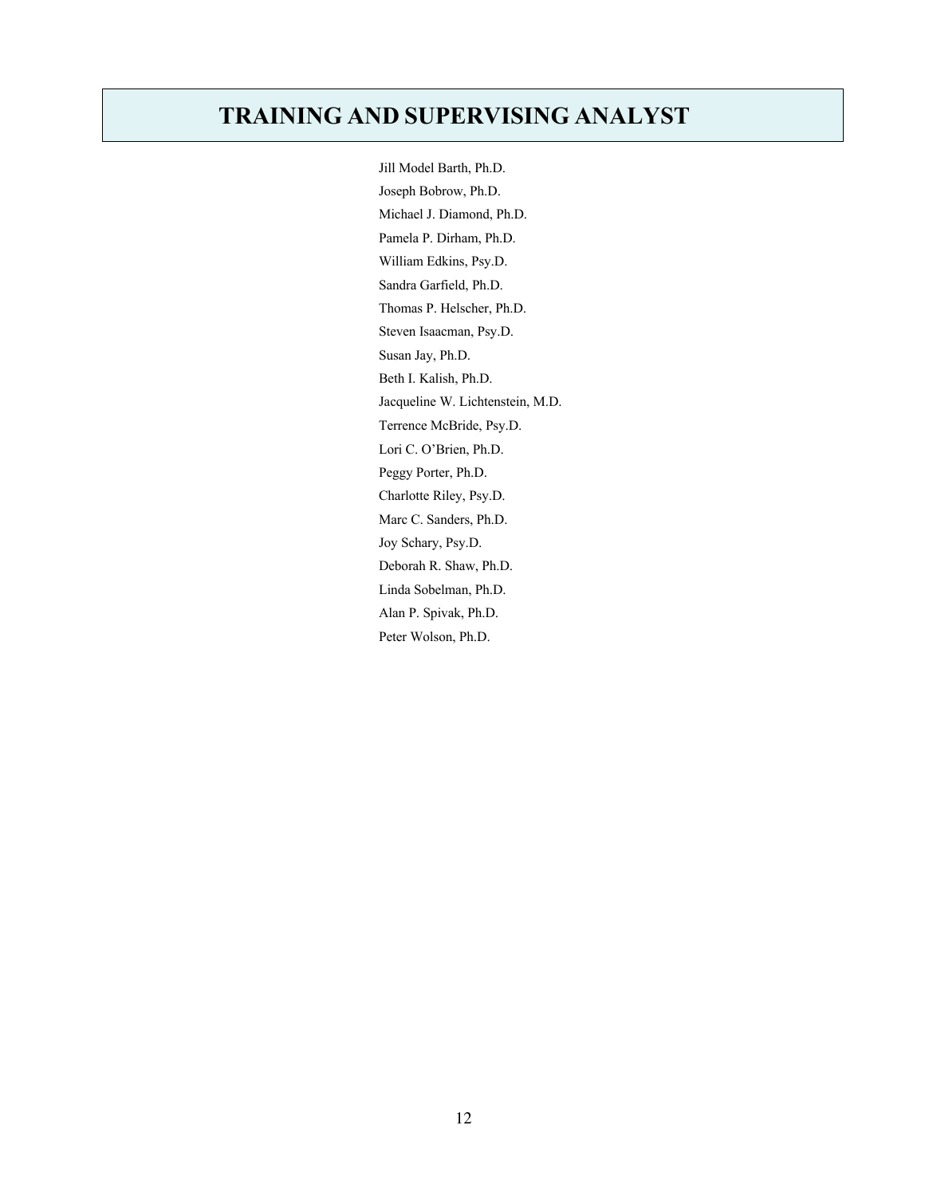# TRAINING AND SUPERVISING ANALYST

Jill Model Barth, Ph.D.

Joseph Bobrow, Ph.D.

Michael J. Diamond, Ph.D.

Pamela P. Dirham, Ph.D.

William Edkins, Psy.D.

Sandra Garfield, Ph.D.

Thomas P. Helscher, Ph.D.

Steven Isaacman, Psy.D.

Susan Jay, Ph.D.

Beth I. Kalish, Ph.D.

Jacqueline W. Lichtenstein, M.D.

Terrence McBride, Psy.D.

Lori C. O'Brien, Ph.D.

Peggy Porter, Ph.D.

Charlotte Riley, Psy.D.

Marc C. Sanders, Ph.D.

Joy Schary, Psy.D.

Deborah R. Shaw, Ph.D.

Linda Sobelman, Ph.D.

Alan P. Spivak, Ph.D.

Peter Wolson, Ph.D.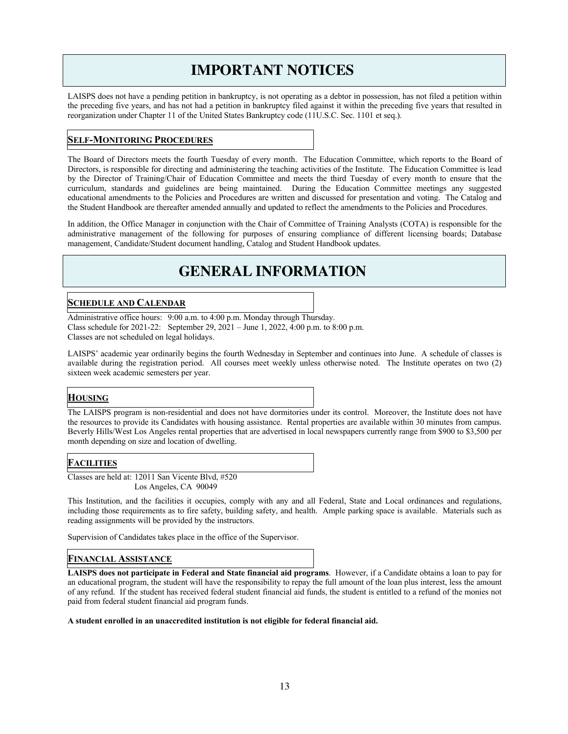# IMPORTANT NOTICES

LAISPS does not have a pending petition in bankruptcy, is not operating as a debtor in possession, has not filed a petition within the preceding five years, and has not had a petition in bankruptcy filed against it within the preceding five years that resulted in reorganization under Chapter 11 of the United States Bankruptcy code (11U.S.C. Sec. 1101 et seq.).

## SELF-MONITORING PROCEDURES

The Board of Directors meets the fourth Tuesday of every month. The Education Committee, which reports to the Board of Directors, is responsible for directing and administering the teaching activities of the Institute. The Education Committee is lead by the Director of Training/Chair of Education Committee and meets the third Tuesday of every month to ensure that the curriculum, standards and guidelines are being maintained. During the Education Committee meetings any suggested educational amendments to the Policies and Procedures are written and discussed for presentation and voting. The Catalog and the Student Handbook are thereafter amended annually and updated to reflect the amendments to the Policies and Procedures.

In addition, the Office Manager in conjunction with the Chair of Committee of Training Analysts (COTA) is responsible for the administrative management of the following for purposes of ensuring compliance of different licensing boards; Database management, Candidate/Student document handling, Catalog and Student Handbook updates.

# GENERAL INFORMATION

## SCHEDULE AND CALENDAR

Administrative office hours: 9:00 a.m. to 4:00 p.m. Monday through Thursday.
Class schedule for 2021-22: September 29, 2021 – June 1, 2022, 4:00 p.m. to 8:00 p.m.
Classes are not scheduled on legal holidays.

LAISPS' academic year ordinarily begins the fourth Wednesday in September and continues into June. A schedule of classes is available during the registration period. All courses meet weekly unless otherwise noted. The Institute operates on two (2) sixteen week academic semesters per year.

## HOUSING

The LAISPS program is non-residential and does not have dormitories under its control. Moreover, the Institute does not have the resources to provide its Candidates with housing assistance. Rental properties are available within 30 minutes from campus. Beverly Hills/West Los Angeles rental properties that are advertised in local newspapers currently range from $900 to $3,500 per month depending on size and location of dwelling.

## FACILITIES

Classes are held at: 12011 San Vicente Blvd, #520
Los Angeles, CA 90049

This Institution, and the facilities it occupies, comply with any and all Federal, State and Local ordinances and regulations, including those requirements as to fire safety, building safety, and health. Ample parking space is available. Materials such as reading assignments will be provided by the instructors.

Supervision of Candidates takes place in the office of the Supervisor.

## FINANCIAL ASSISTANCE

**LAISPS does not participate in Federal and State financial aid programs**. However, if a Candidate obtains a loan to pay for an educational program, the student will have the responsibility to repay the full amount of the loan plus interest, less the amount of any refund. If the student has received federal student financial aid funds, the student is entitled to a refund of the monies not paid from federal student financial aid program funds.

**A student enrolled in an unaccredited institution is not eligible for federal financial aid.**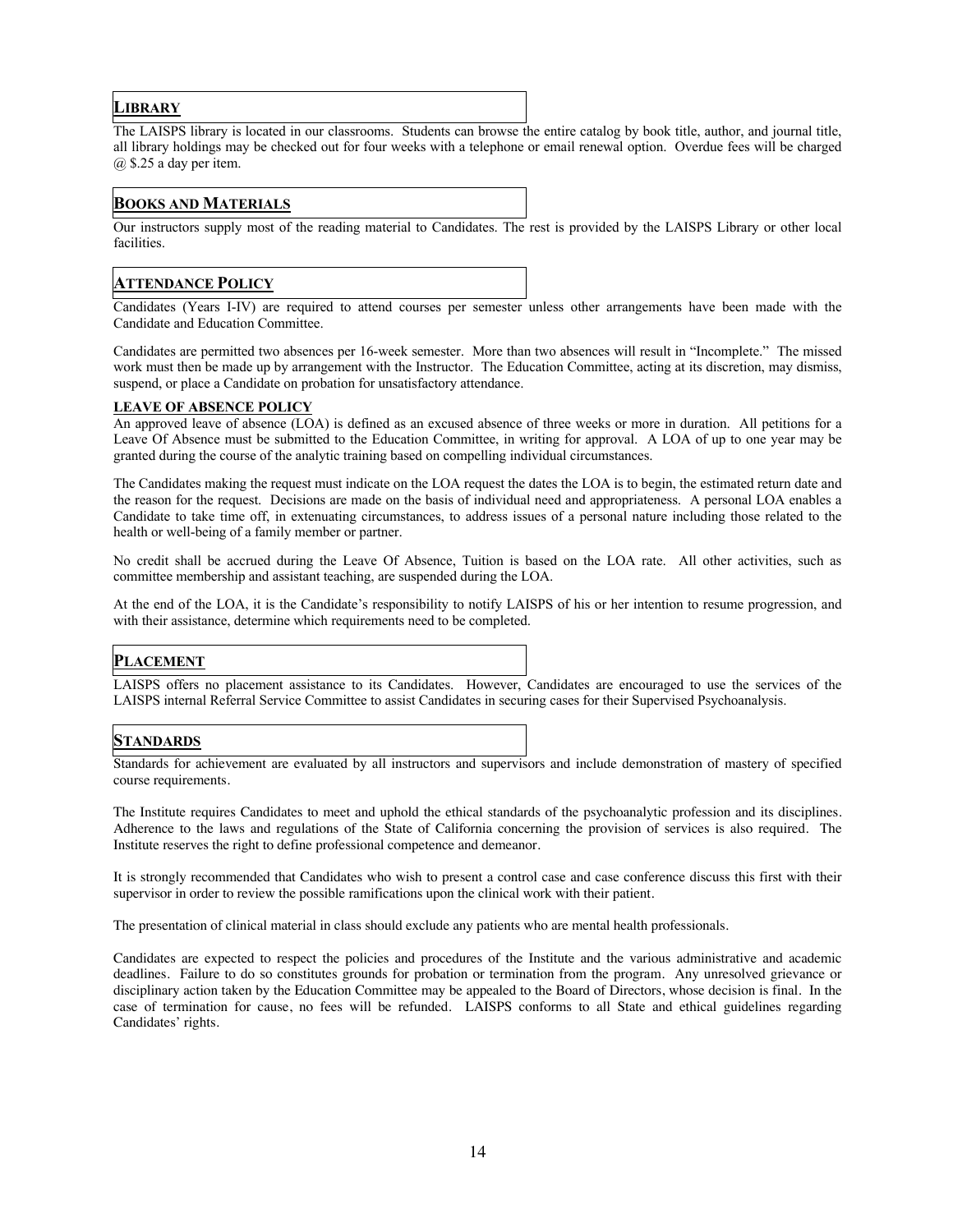## Library

The LAISPS library is located in our classrooms. Students can browse the entire catalog by book title, author, and journal title, all library holdings may be checked out for four weeks with a telephone or email renewal option. Overdue fees will be charged @ $.25 a day per item.

## Books and Materials

Our instructors supply most of the reading material to Candidates. The rest is provided by the LAISPS Library or other local facilities.

## Attendance Policy

Candidates (Years I-IV) are required to attend courses per semester unless other arrangements have been made with the Candidate and Education Committee.

Candidates are permitted two absences per 16-week semester. More than two absences will result in "Incomplete." The missed work must then be made up by arrangement with the Instructor. The Education Committee, acting at its discretion, may dismiss, suspend, or place a Candidate on probation for unsatisfactory attendance.

### Leave of Absence Policy

An approved leave of absence (LOA) is defined as an excused absence of three weeks or more in duration. All petitions for a Leave Of Absence must be submitted to the Education Committee, in writing for approval. A LOA of up to one year may be granted during the course of the analytic training based on compelling individual circumstances.

The Candidates making the request must indicate on the LOA request the dates the LOA is to begin, the estimated return date and the reason for the request. Decisions are made on the basis of individual need and appropriateness. A personal LOA enables a Candidate to take time off, in extenuating circumstances, to address issues of a personal nature including those related to the health or well-being of a family member or partner.

No credit shall be accrued during the Leave Of Absence, Tuition is based on the LOA rate. All other activities, such as committee membership and assistant teaching, are suspended during the LOA.

At the end of the LOA, it is the Candidate's responsibility to notify LAISPS of his or her intention to resume progression, and with their assistance, determine which requirements need to be completed.

## Placement

LAISPS offers no placement assistance to its Candidates. However, Candidates are encouraged to use the services of the LAISPS internal Referral Service Committee to assist Candidates in securing cases for their Supervised Psychoanalysis.

## Standards

Standards for achievement are evaluated by all instructors and supervisors and include demonstration of mastery of specified course requirements.

The Institute requires Candidates to meet and uphold the ethical standards of the psychoanalytic profession and its disciplines. Adherence to the laws and regulations of the State of California concerning the provision of services is also required. The Institute reserves the right to define professional competence and demeanor.

It is strongly recommended that Candidates who wish to present a control case and case conference discuss this first with their supervisor in order to review the possible ramifications upon the clinical work with their patient.

The presentation of clinical material in class should exclude any patients who are mental health professionals.

Candidates are expected to respect the policies and procedures of the Institute and the various administrative and academic deadlines. Failure to do so constitutes grounds for probation or termination from the program. Any unresolved grievance or disciplinary action taken by the Education Committee may be appealed to the Board of Directors, whose decision is final. In the case of termination for cause, no fees will be refunded. LAISPS conforms to all State and ethical guidelines regarding Candidates' rights.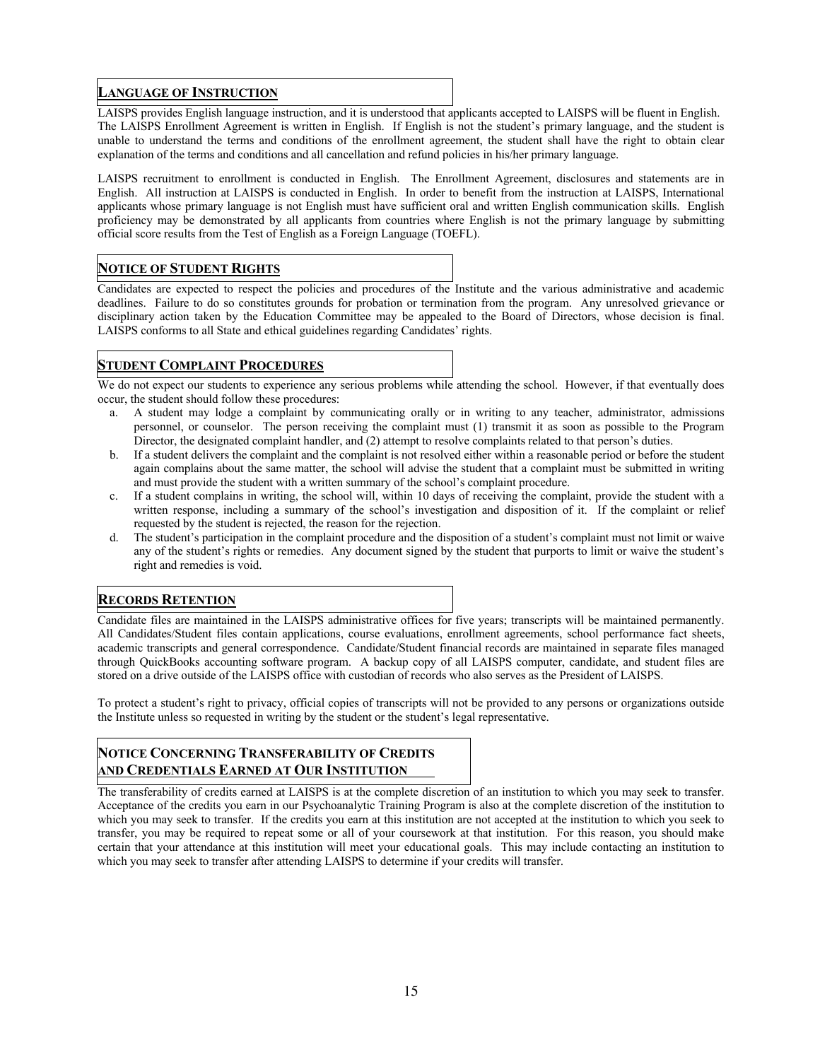## Language of Instruction

LAISPS provides English language instruction, and it is understood that applicants accepted to LAISPS will be fluent in English. The LAISPS Enrollment Agreement is written in English. If English is not the student's primary language, and the student is unable to understand the terms and conditions of the enrollment agreement, the student shall have the right to obtain clear explanation of the terms and conditions and all cancellation and refund policies in his/her primary language.

LAISPS recruitment to enrollment is conducted in English. The Enrollment Agreement, disclosures and statements are in English. All instruction at LAISPS is conducted in English. In order to benefit from the instruction at LAISPS, International applicants whose primary language is not English must have sufficient oral and written English communication skills. English proficiency may be demonstrated by all applicants from countries where English is not the primary language by submitting official score results from the Test of English as a Foreign Language (TOEFL).

## Notice of Student Rights

Candidates are expected to respect the policies and procedures of the Institute and the various administrative and academic deadlines. Failure to do so constitutes grounds for probation or termination from the program. Any unresolved grievance or disciplinary action taken by the Education Committee may be appealed to the Board of Directors, whose decision is final. LAISPS conforms to all State and ethical guidelines regarding Candidates' rights.

## Student Complaint Procedures

We do not expect our students to experience any serious problems while attending the school. However, if that eventually does occur, the student should follow these procedures:

a. A student may lodge a complaint by communicating orally or in writing to any teacher, administrator, admissions personnel, or counselor. The person receiving the complaint must (1) transmit it as soon as possible to the Program Director, the designated complaint handler, and (2) attempt to resolve complaints related to that person's duties.
b. If a student delivers the complaint and the complaint is not resolved either within a reasonable period or before the student again complains about the same matter, the school will advise the student that a complaint must be submitted in writing and must provide the student with a written summary of the school's complaint procedure.
c. If a student complains in writing, the school will, within 10 days of receiving the complaint, provide the student with a written response, including a summary of the school's investigation and disposition of it. If the complaint or relief requested by the student is rejected, the reason for the rejection.
d. The student's participation in the complaint procedure and the disposition of a student's complaint must not limit or waive any of the student's rights or remedies. Any document signed by the student that purports to limit or waive the student's right and remedies is void.

## Records Retention

Candidate files are maintained in the LAISPS administrative offices for five years; transcripts will be maintained permanently. All Candidates/Student files contain applications, course evaluations, enrollment agreements, school performance fact sheets, academic transcripts and general correspondence. Candidate/Student financial records are maintained in separate files managed through QuickBooks accounting software program. A backup copy of all LAISPS computer, candidate, and student files are stored on a drive outside of the LAISPS office with custodian of records who also serves as the President of LAISPS.

To protect a student's right to privacy, official copies of transcripts will not be provided to any persons or organizations outside the Institute unless so requested in writing by the student or the student's legal representative.

## Notice Concerning Transferability of Credits and Credentials Earned at Our Institution

The transferability of credits earned at LAISPS is at the complete discretion of an institution to which you may seek to transfer. Acceptance of the credits you earn in our Psychoanalytic Training Program is also at the complete discretion of the institution to which you may seek to transfer. If the credits you earn at this institution are not accepted at the institution to which you seek to transfer, you may be required to repeat some or all of your coursework at that institution. For this reason, you should make certain that your attendance at this institution will meet your educational goals. This may include contacting an institution to which you may seek to transfer after attending LAISPS to determine if your credits will transfer.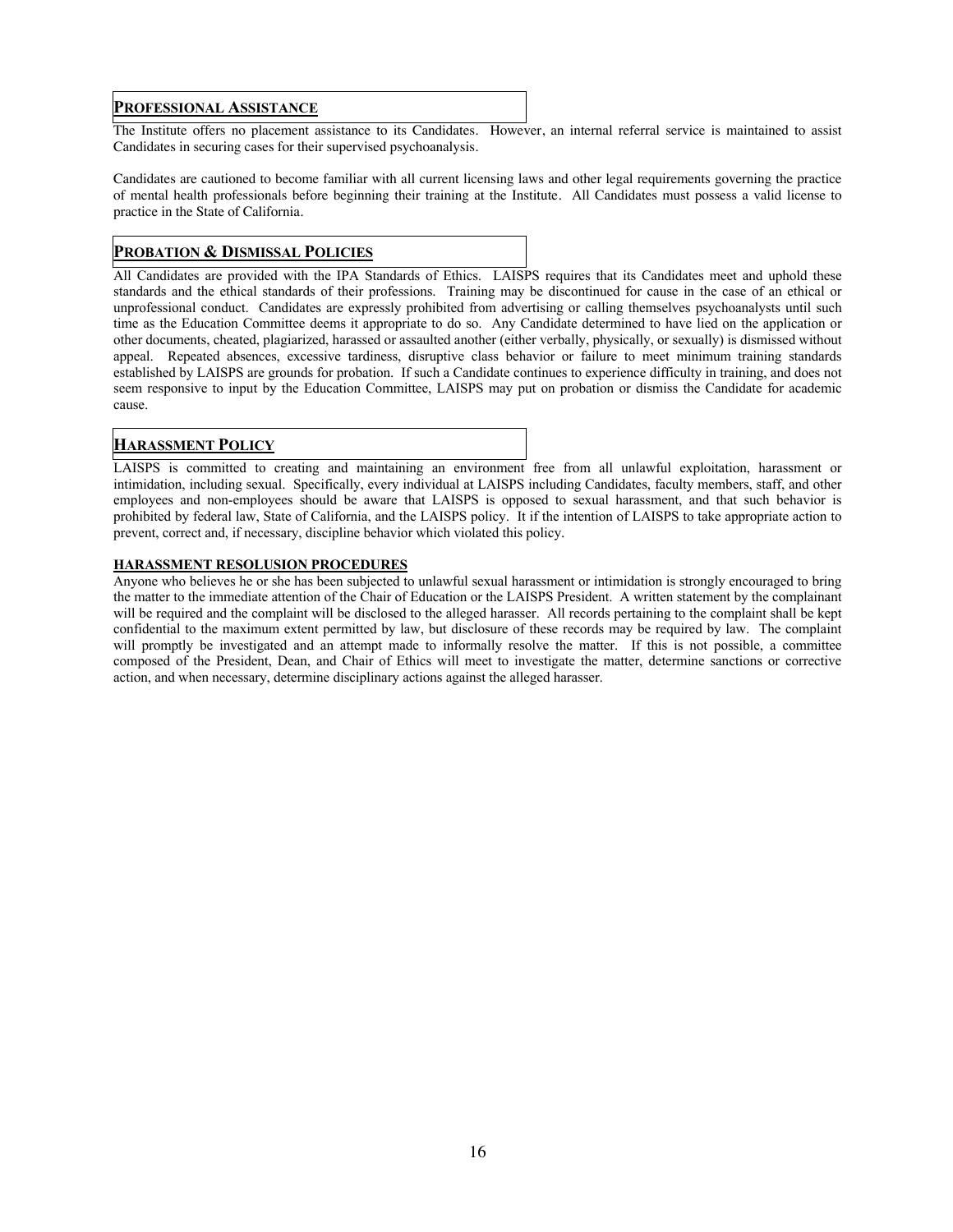## Professional Assistance

The Institute offers no placement assistance to its Candidates. However, an internal referral service is maintained to assist Candidates in securing cases for their supervised psychoanalysis.

Candidates are cautioned to become familiar with all current licensing laws and other legal requirements governing the practice of mental health professionals before beginning their training at the Institute. All Candidates must possess a valid license to practice in the State of California.

## Probation & Dismissal Policies

All Candidates are provided with the IPA Standards of Ethics. LAISPS requires that its Candidates meet and uphold these standards and the ethical standards of their professions. Training may be discontinued for cause in the case of an ethical or unprofessional conduct. Candidates are expressly prohibited from advertising or calling themselves psychoanalysts until such time as the Education Committee deems it appropriate to do so. Any Candidate determined to have lied on the application or other documents, cheated, plagiarized, harassed or assaulted another (either verbally, physically, or sexually) is dismissed without appeal. Repeated absences, excessive tardiness, disruptive class behavior or failure to meet minimum training standards established by LAISPS are grounds for probation. If such a Candidate continues to experience difficulty in training, and does not seem responsive to input by the Education Committee, LAISPS may put on probation or dismiss the Candidate for academic cause.

## Harassment Policy

LAISPS is committed to creating and maintaining an environment free from all unlawful exploitation, harassment or intimidation, including sexual. Specifically, every individual at LAISPS including Candidates, faculty members, staff, and other employees and non-employees should be aware that LAISPS is opposed to sexual harassment, and that such behavior is prohibited by federal law, State of California, and the LAISPS policy. It if the intention of LAISPS to take appropriate action to prevent, correct and, if necessary, discipline behavior which violated this policy.

### HARASSMENT RESOLUSION PROCEDURES

Anyone who believes he or she has been subjected to unlawful sexual harassment or intimidation is strongly encouraged to bring the matter to the immediate attention of the Chair of Education or the LAISPS President. A written statement by the complainant will be required and the complaint will be disclosed to the alleged harasser. All records pertaining to the complaint shall be kept confidential to the maximum extent permitted by law, but disclosure of these records may be required by law. The complaint will promptly be investigated and an attempt made to informally resolve the matter. If this is not possible, a committee composed of the President, Dean, and Chair of Ethics will meet to investigate the matter, determine sanctions or corrective action, and when necessary, determine disciplinary actions against the alleged harasser.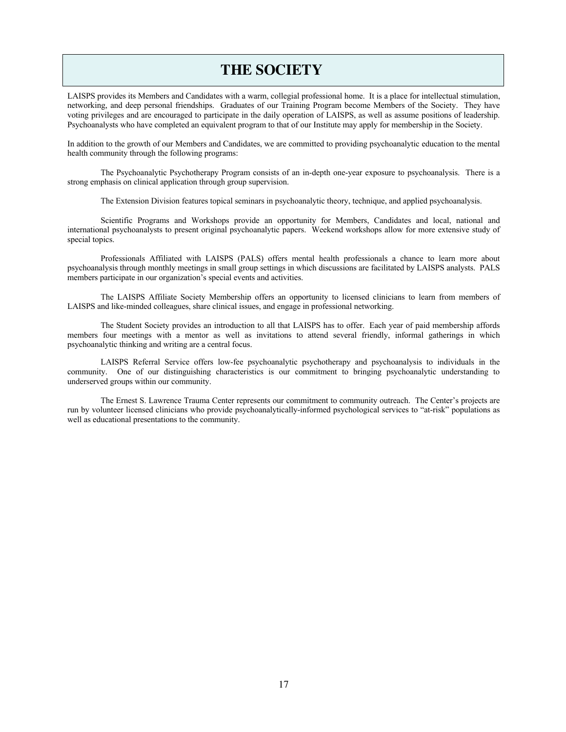# THE SOCIETY

LAISPS provides its Members and Candidates with a warm, collegial professional home. It is a place for intellectual stimulation, networking, and deep personal friendships. Graduates of our Training Program become Members of the Society. They have voting privileges and are encouraged to participate in the daily operation of LAISPS, as well as assume positions of leadership. Psychoanalysts who have completed an equivalent program to that of our Institute may apply for membership in the Society.

In addition to the growth of our Members and Candidates, we are committed to providing psychoanalytic education to the mental health community through the following programs:

The Psychoanalytic Psychotherapy Program consists of an in-depth one-year exposure to psychoanalysis. There is a strong emphasis on clinical application through group supervision.

The Extension Division features topical seminars in psychoanalytic theory, technique, and applied psychoanalysis.

Scientific Programs and Workshops provide an opportunity for Members, Candidates and local, national and international psychoanalysts to present original psychoanalytic papers. Weekend workshops allow for more extensive study of special topics.

Professionals Affiliated with LAISPS (PALS) offers mental health professionals a chance to learn more about psychoanalysis through monthly meetings in small group settings in which discussions are facilitated by LAISPS analysts. PALS members participate in our organization's special events and activities.

The LAISPS Affiliate Society Membership offers an opportunity to licensed clinicians to learn from members of LAISPS and like-minded colleagues, share clinical issues, and engage in professional networking.

The Student Society provides an introduction to all that LAISPS has to offer. Each year of paid membership affords members four meetings with a mentor as well as invitations to attend several friendly, informal gatherings in which psychoanalytic thinking and writing are a central focus.

LAISPS Referral Service offers low-fee psychoanalytic psychotherapy and psychoanalysis to individuals in the community. One of our distinguishing characteristics is our commitment to bringing psychoanalytic understanding to underserved groups within our community.

The Ernest S. Lawrence Trauma Center represents our commitment to community outreach. The Center's projects are run by volunteer licensed clinicians who provide psychoanalytically-informed psychological services to "at-risk" populations as well as educational presentations to the community.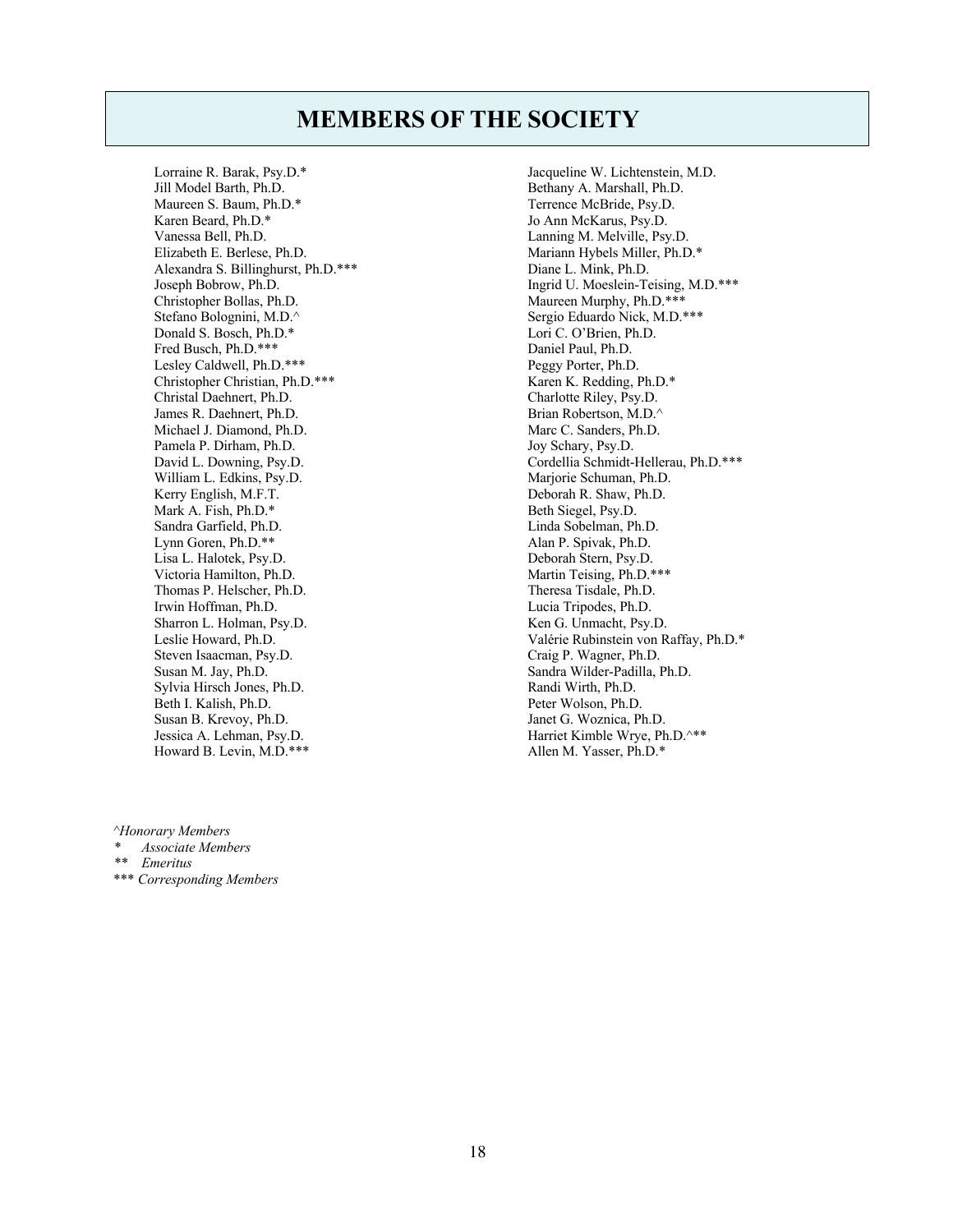# MEMBERS OF THE SOCIETY

Lorraine R. Barak, Psy.D.*
Jill Model Barth, Ph.D.
Maureen S. Baum, Ph.D.*
Karen Beard, Ph.D.*
Vanessa Bell, Ph.D.
Elizabeth E. Berlese, Ph.D.
Alexandra S. Billinghurst, Ph.D.***
Joseph Bobrow, Ph.D.
Christopher Bollas, Ph.D.
Stefano Bolognini, M.D.^
Donald S. Bosch, Ph.D.*
Fred Busch, Ph.D.***
Lesley Caldwell, Ph.D.***
Christopher Christian, Ph.D.***
Christal Daehnert, Ph.D.
James R. Daehnert, Ph.D.
Michael J. Diamond, Ph.D.
Pamela P. Dirham, Ph.D.
David L. Downing, Psy.D.
William L. Edkins, Psy.D.
Kerry English, M.F.T.
Mark A. Fish, Ph.D.*
Sandra Garfield, Ph.D.
Lynn Goren, Ph.D.**
Lisa L. Halotek, Psy.D.
Victoria Hamilton, Ph.D.
Thomas P. Helscher, Ph.D.
Irwin Hoffman, Ph.D.
Sharron L. Holman, Psy.D.
Leslie Howard, Ph.D.
Steven Isaacman, Psy.D.
Susan M. Jay, Ph.D.
Sylvia Hirsch Jones, Ph.D.
Beth I. Kalish, Ph.D.
Susan B. Krevoy, Ph.D.
Jessica A. Lehman, Psy.D.
Howard B. Levin, M.D.***
Jacqueline W. Lichtenstein, M.D.
Bethany A. Marshall, Ph.D.
Terrence McBride, Psy.D.
Jo Ann McKarus, Psy.D.
Lanning M. Melville, Psy.D.
Mariann Hybels Miller, Ph.D.*
Diane L. Mink, Ph.D.
Ingrid U. Moeslein-Teising, M.D.***
Maureen Murphy, Ph.D.***
Sergio Eduardo Nick, M.D.***
Lori C. O'Brien, Ph.D.
Daniel Paul, Ph.D.
Peggy Porter, Ph.D.
Karen K. Redding, Ph.D.*
Charlotte Riley, Psy.D.
Brian Robertson, M.D.^
Marc C. Sanders, Ph.D.
Joy Schary, Psy.D.
Cordellia Schmidt-Hellerau, Ph.D.***
Marjorie Schuman, Ph.D.
Deborah R. Shaw, Ph.D.
Beth Siegel, Psy.D.
Linda Sobelman, Ph.D.
Alan P. Spivak, Ph.D.
Deborah Stern, Psy.D.
Martin Teising, Ph.D.***
Theresa Tisdale, Ph.D.
Lucia Tripodes, Ph.D.
Ken G. Unmacht, Psy.D.
Valérie Rubinstein von Raffay, Ph.D.*
Craig P. Wagner, Ph.D.
Sandra Wilder-Padilla, Ph.D.
Randi Wirth, Ph.D.
Peter Wolson, Ph.D.
Janet G. Woznica, Ph.D.
Harriet Kimble Wrye, Ph.D.^**
Allen M. Yasser, Ph.D.*

*^Honorary Members*
\* *Associate Members*
\*\* *Emeritus*
\*\*\* *Corresponding Members*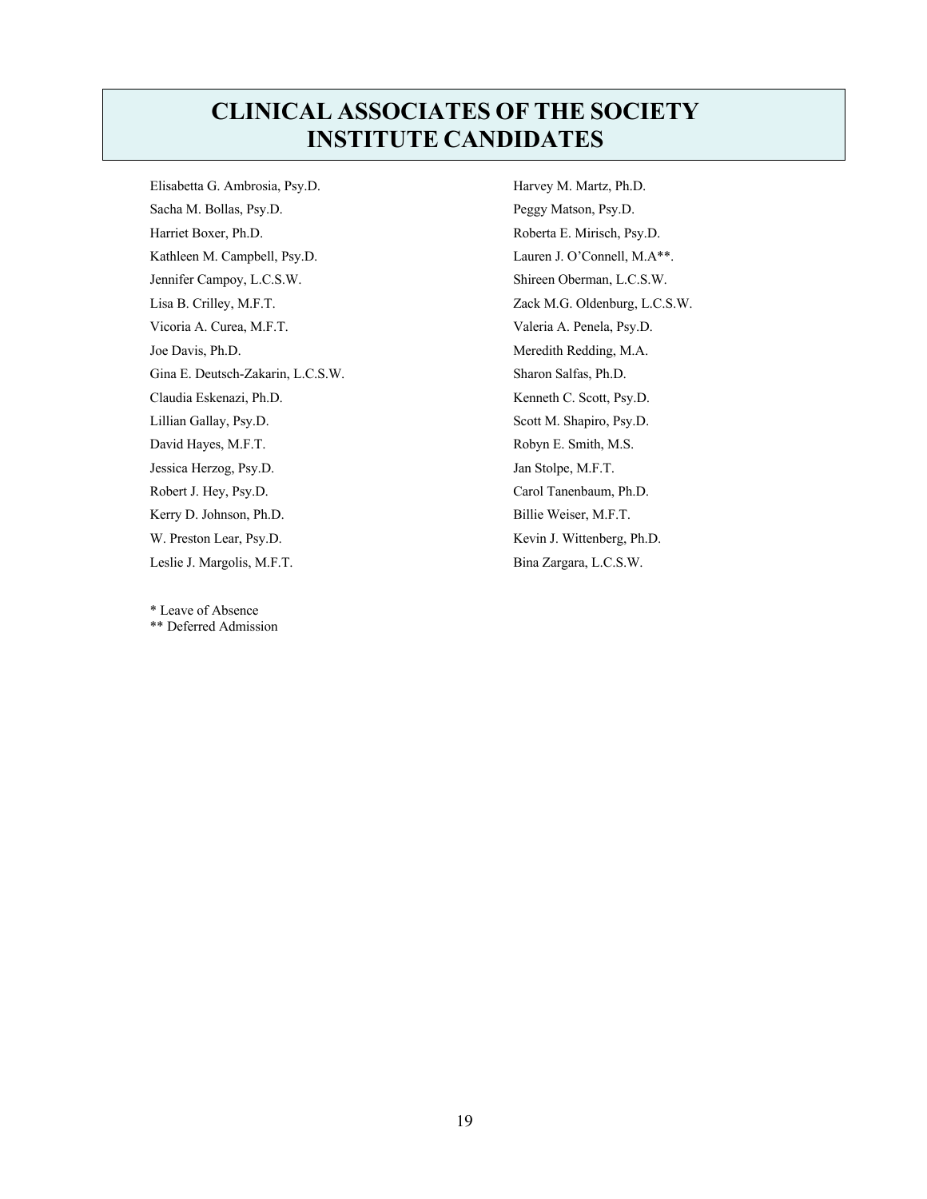# CLINICAL ASSOCIATES OF THE SOCIETY
# INSTITUTE CANDIDATES

Elisabetta G. Ambrosia, Psy.D.

Sacha M. Bollas, Psy.D.

Harriet Boxer, Ph.D.

Kathleen M. Campbell, Psy.D.

Jennifer Campoy, L.C.S.W.

Lisa B. Crilley, M.F.T.

Vicoria A. Curea, M.F.T.

Joe Davis, Ph.D.

Gina E. Deutsch-Zakarin, L.C.S.W.

Claudia Eskenazi, Ph.D.

Lillian Gallay, Psy.D.

David Hayes, M.F.T.

Jessica Herzog, Psy.D.

Robert J. Hey, Psy.D.

Kerry D. Johnson, Ph.D.

W. Preston Lear, Psy.D.

Leslie J. Margolis, M.F.T.

Harvey M. Martz, Ph.D.

Peggy Matson, Psy.D.

Roberta E. Mirisch, Psy.D.

Lauren J. O'Connell, M.A**.

Shireen Oberman, L.C.S.W.

Zack M.G. Oldenburg, L.C.S.W.

Valeria A. Penela, Psy.D.

Meredith Redding, M.A.

Sharon Salfas, Ph.D.

Kenneth C. Scott, Psy.D.

Scott M. Shapiro, Psy.D.

Robyn E. Smith, M.S.

Jan Stolpe, M.F.T.

Carol Tanenbaum, Ph.D.

Billie Weiser, M.F.T.

Kevin J. Wittenberg, Ph.D.

Bina Zargara, L.C.S.W.

\* Leave of Absence
\*\* Deferred Admission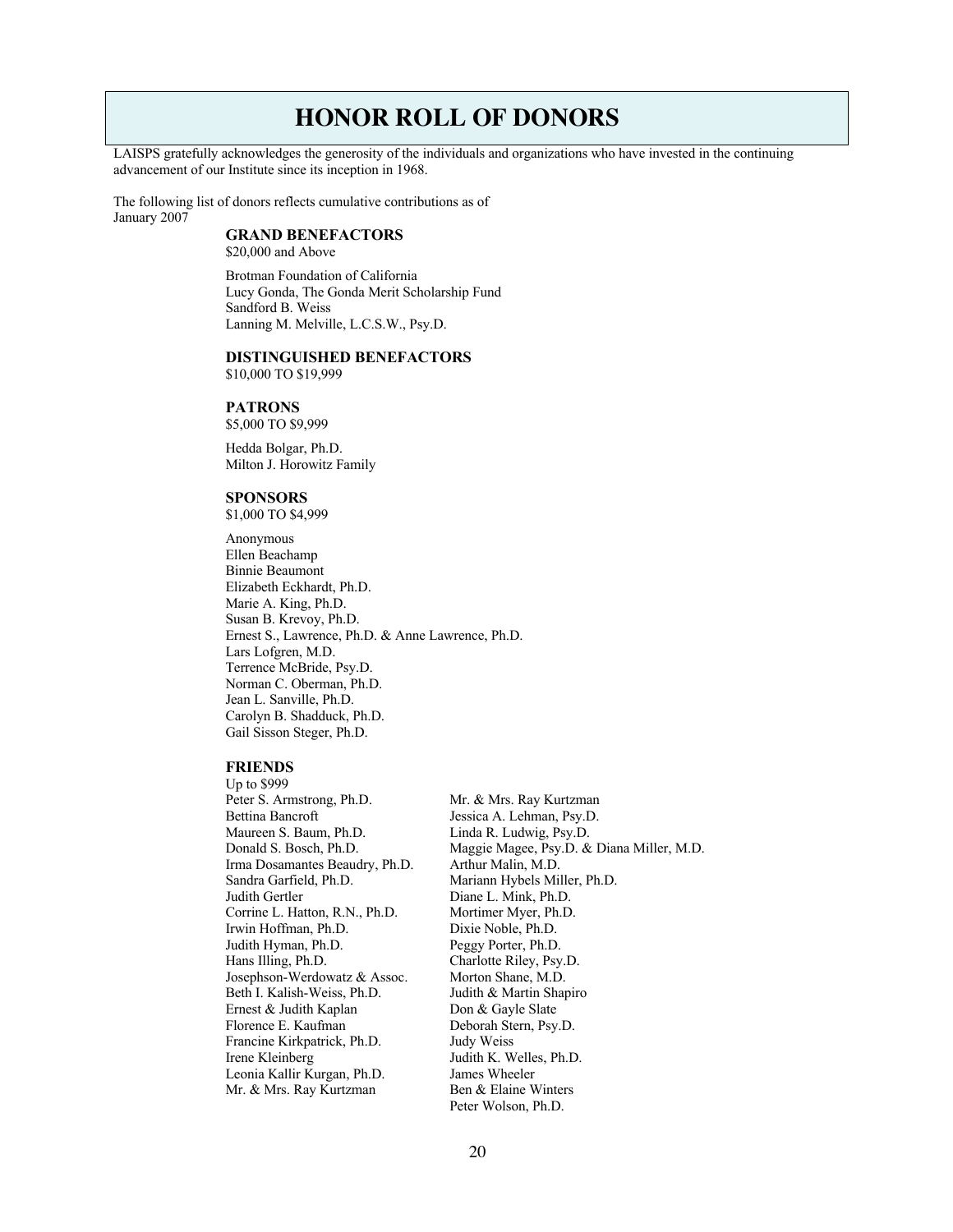# HONOR ROLL OF DONORS

LAISPS gratefully acknowledges the generosity of the individuals and organizations who have invested in the continuing advancement of our Institute since its inception in 1968.

The following list of donors reflects cumulative contributions as of January 2007

### GRAND BENEFACTORS

$20,000 and Above

Brotman Foundation of California
Lucy Gonda, The Gonda Merit Scholarship Fund
Sandford B. Weiss
Lanning M. Melville, L.C.S.W., Psy.D.

### DISTINGUISHED BENEFACTORS

$10,000 TO $19,999

### PATRONS

$5,000 TO $9,999

Hedda Bolgar, Ph.D.
Milton J. Horowitz Family

### SPONSORS

$1,000 TO $4,999

Anonymous
Ellen Beachamp
Binnie Beaumont
Elizabeth Eckhardt, Ph.D.
Marie A. King, Ph.D.
Susan B. Krevoy, Ph.D.
Ernest S., Lawrence, Ph.D. & Anne Lawrence, Ph.D.
Lars Lofgren, M.D.
Terrence McBride, Psy.D.
Norman C. Oberman, Ph.D.
Jean L. Sanville, Ph.D.
Carolyn B. Shadduck, Ph.D.
Gail Sisson Steger, Ph.D.

### FRIENDS

Up to $999

Peter S. Armstrong, Ph.D.
Bettina Bancroft
Maureen S. Baum, Ph.D.
Donald S. Bosch, Ph.D.
Irma Dosamantes Beaudry, Ph.D.
Sandra Garfield, Ph.D.
Judith Gertler
Corrine L. Hatton, R.N., Ph.D.
Irwin Hoffman, Ph.D.
Judith Hyman, Ph.D.
Hans Illing, Ph.D.
Josephson-Werdowatz & Assoc.
Beth I. Kalish-Weiss, Ph.D.
Ernest & Judith Kaplan
Florence E. Kaufman
Francine Kirkpatrick, Ph.D.
Irene Kleinberg
Leonia Kallir Kurgan, Ph.D.
Mr. & Mrs. Ray Kurtzman
Mr. & Mrs. Ray Kurtzman
Jessica A. Lehman, Psy.D.
Linda R. Ludwig, Psy.D.
Maggie Magee, Psy.D. & Diana Miller, M.D.
Arthur Malin, M.D.
Mariann Hybels Miller, Ph.D.
Diane L. Mink, Ph.D.
Mortimer Myer, Ph.D.
Dixie Noble, Ph.D.
Peggy Porter, Ph.D.
Charlotte Riley, Psy.D.
Morton Shane, M.D.
Judith & Martin Shapiro
Don & Gayle Slate
Deborah Stern, Psy.D.
Judy Weiss
Judith K. Welles, Ph.D.
James Wheeler
Ben & Elaine Winters
Peter Wolson, Ph.D.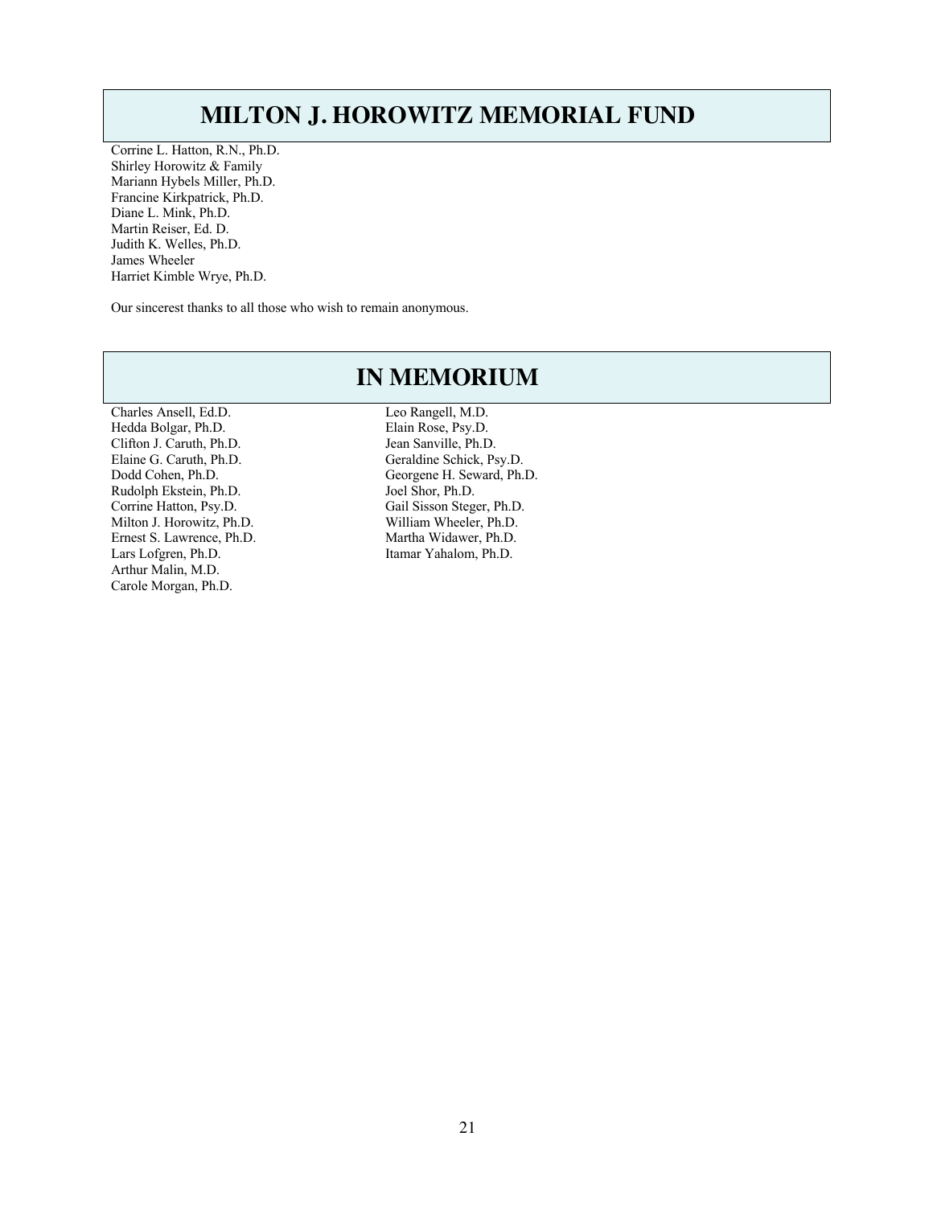## MILTON J. HOROWITZ MEMORIAL FUND

Corrine L. Hatton, R.N., Ph.D.
Shirley Horowitz & Family
Mariann Hybels Miller, Ph.D.
Francine Kirkpatrick, Ph.D.
Diane L. Mink, Ph.D.
Martin Reiser, Ed. D.
Judith K. Welles, Ph.D.
James Wheeler
Harriet Kimble Wrye, Ph.D.

Our sincerest thanks to all those who wish to remain anonymous.

## IN MEMORIUM

Charles Ansell, Ed.D.
Hedda Bolgar, Ph.D.
Clifton J. Caruth, Ph.D.
Elaine G. Caruth, Ph.D.
Dodd Cohen, Ph.D.
Rudolph Ekstein, Ph.D.
Corrine Hatton, Psy.D.
Milton J. Horowitz, Ph.D.
Ernest S. Lawrence, Ph.D.
Lars Lofgren, Ph.D.
Arthur Malin, M.D.
Carole Morgan, Ph.D.
Leo Rangell, M.D.
Elain Rose, Psy.D.
Jean Sanville, Ph.D.
Geraldine Schick, Psy.D.
Georgene H. Seward, Ph.D.
Joel Shor, Ph.D.
Gail Sisson Steger, Ph.D.
William Wheeler, Ph.D.
Martha Widawer, Ph.D.
Itamar Yahalom, Ph.D.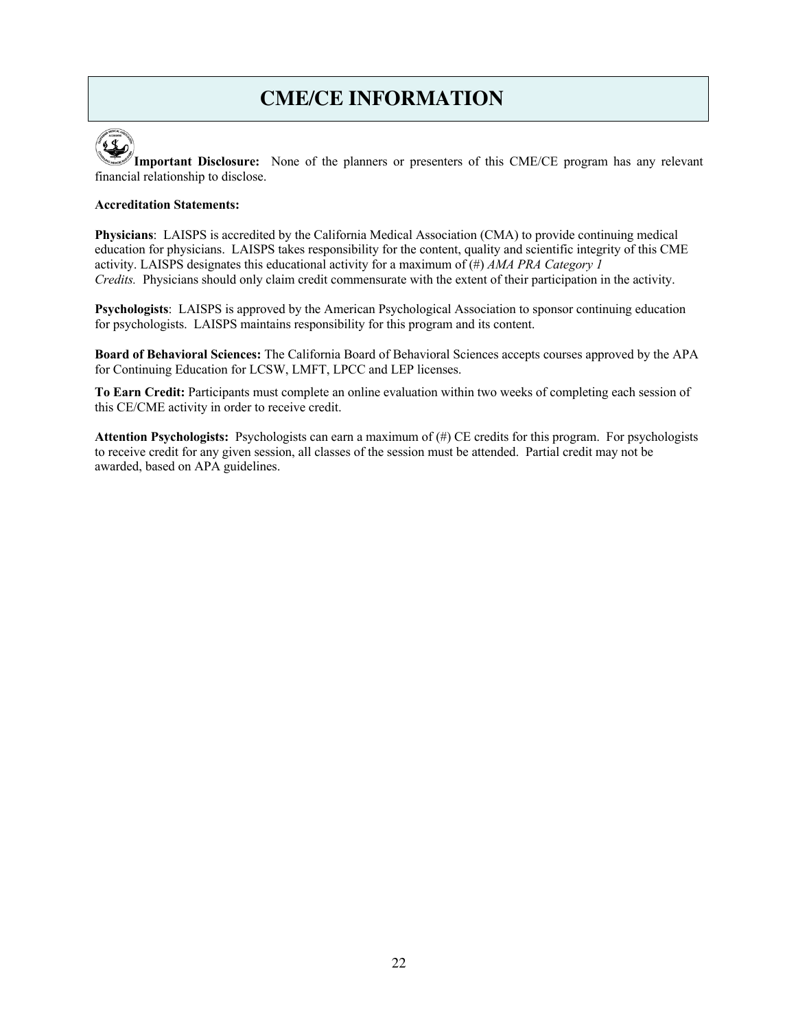# CME/CE INFORMATION

**Important Disclosure:** None of the planners or presenters of this CME/CE program has any relevant financial relationship to disclose.

**Accreditation Statements:**

**Physicians**: LAISPS is accredited by the California Medical Association (CMA) to provide continuing medical education for physicians. LAISPS takes responsibility for the content, quality and scientific integrity of this CME activity. LAISPS designates this educational activity for a maximum of (#) *AMA PRA Category 1 Credits.* Physicians should only claim credit commensurate with the extent of their participation in the activity.

**Psychologists**: LAISPS is approved by the American Psychological Association to sponsor continuing education for psychologists. LAISPS maintains responsibility for this program and its content.

**Board of Behavioral Sciences:** The California Board of Behavioral Sciences accepts courses approved by the APA for Continuing Education for LCSW, LMFT, LPCC and LEP licenses.

**To Earn Credit:** Participants must complete an online evaluation within two weeks of completing each session of this CE/CME activity in order to receive credit.

**Attention Psychologists:** Psychologists can earn a maximum of (#) CE credits for this program. For psychologists to receive credit for any given session, all classes of the session must be attended. Partial credit may not be awarded, based on APA guidelines.